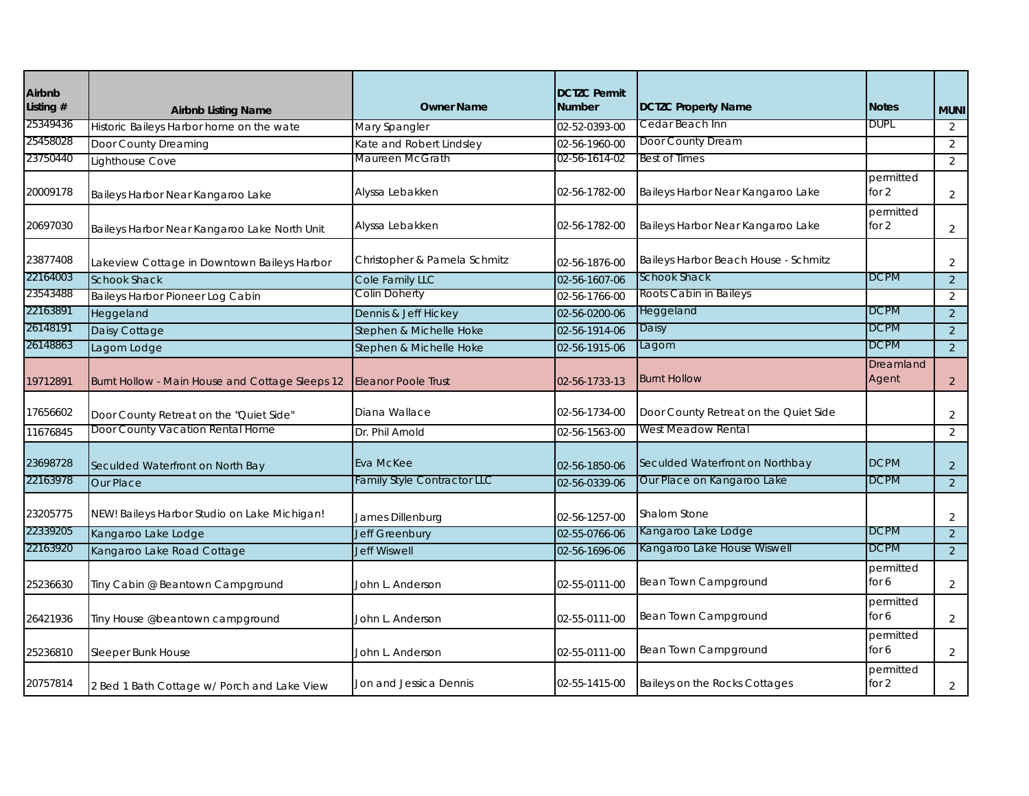| Airbnb Listing # | Airbnb Listing Name | Owner Name | DCTZC Permit Number | DCTZC Property Name | Notes | MUNI |
|---|---|---|---|---|---|---|
| 25349436 | Historic Baileys Harbor home on the wate | Mary Spangler | 02-52-0393-00 | Cedar Beach Inn | DUPL | 2 |
| 25458028 | Door County Dreaming | Kate and Robert Lindsley | 02-56-1960-00 | Door County Dream | | 2 |
| 23750440 | Lighthouse Cove | Maureen McGrath | 02-56-1614-02 | Best of Times | | 2 |
| 20009178 | Baileys Harbor Near Kangaroo Lake | Alyssa Lebakken | 02-56-1782-00 | Baileys Harbor Near Kangaroo Lake | permitted for 2 | 2 |
| 20697030 | Baileys Harbor Near Kangaroo Lake North Unit | Alyssa Lebakken | 02-56-1782-00 | Baileys Harbor Near Kangaroo Lake | permitted for 2 | 2 |
| 23877408 | Lakeview Cottage in Downtown Baileys Harbor | Christopher & Pamela Schmitz | 02-56-1876-00 | Baileys Harbor Beach House - Schmitz | | 2 |
| 22164003 | Schook Shack | Cole Family LLC | 02-56-1607-06 | Schook Shack | DCPM | 2 |
| 23543488 | Baileys Harbor Pioneer Log Cabin | Colin Doherty | 02-56-1766-00 | Roots Cabin in Baileys | | 2 |
| 22163891 | Heggeland | Dennis & Jeff Hickey | 02-56-0200-06 | Heggeland | DCPM | 2 |
| 26148191 | Daisy Cottage | Stephen & Michelle Hoke | 02-56-1914-06 | Daisy | DCPM | 2 |
| 26148863 | Lagom Lodge | Stephen & Michelle Hoke | 02-56-1915-06 | Lagom | DCPM | 2 |
| 19712891 | Burnt Hollow - Main House and Cottage Sleeps 12 | Eleanor Poole Trust | 02-56-1733-13 | Burnt Hollow | Dreamland Agent | 2 |
| 17656602 | Door County Retreat on the "Quiet Side" | Diana Wallace | 02-56-1734-00 | Door County Retreat on the Quiet Side | | 2 |
| 11676845 | Door County Vacation Rental Home | Dr. Phil Arnold | 02-56-1563-00 | West Meadow Rental | | 2 |
| 23698728 | Seculded Waterfront on North Bay | Eva McKee | 02-56-1850-06 | Seculded Waterfront on Northbay | DCPM | 2 |
| 22163978 | Our Place | Family Style Contractor LLC | 02-56-0339-06 | Our Place on Kangaroo Lake | DCPM | 2 |
| 23205775 | NEW! Baileys Harbor Studio on Lake Michigan! | James Dillenburg | 02-56-1257-00 | Shalom Stone | | 2 |
| 22339205 | Kangaroo Lake Lodge | Jeff Greenbury | 02-55-0766-06 | Kangaroo Lake Lodge | DCPM | 2 |
| 22163920 | Kangaroo Lake Road Cottage | Jeff Wiswell | 02-56-1696-06 | Kangaroo Lake House Wiswell | DCPM | 2 |
| 25236630 | Tiny Cabin @ Beantown Campground | John L. Anderson | 02-55-0111-00 | Bean Town Campground | permitted for 6 | 2 |
| 26421936 | Tiny House @beantown campground | John L. Anderson | 02-55-0111-00 | Bean Town Campground | permitted for 6 | 2 |
| 25236810 | Sleeper Bunk House | John L. Anderson | 02-55-0111-00 | Bean Town Campground | permitted for 6 | 2 |
| 20757814 | 2 Bed 1 Bath Cottage w/ Porch and Lake View | Jon and Jessica Dennis | 02-55-1415-00 | Baileys on the Rocks Cottages | permitted for 2 | 2 |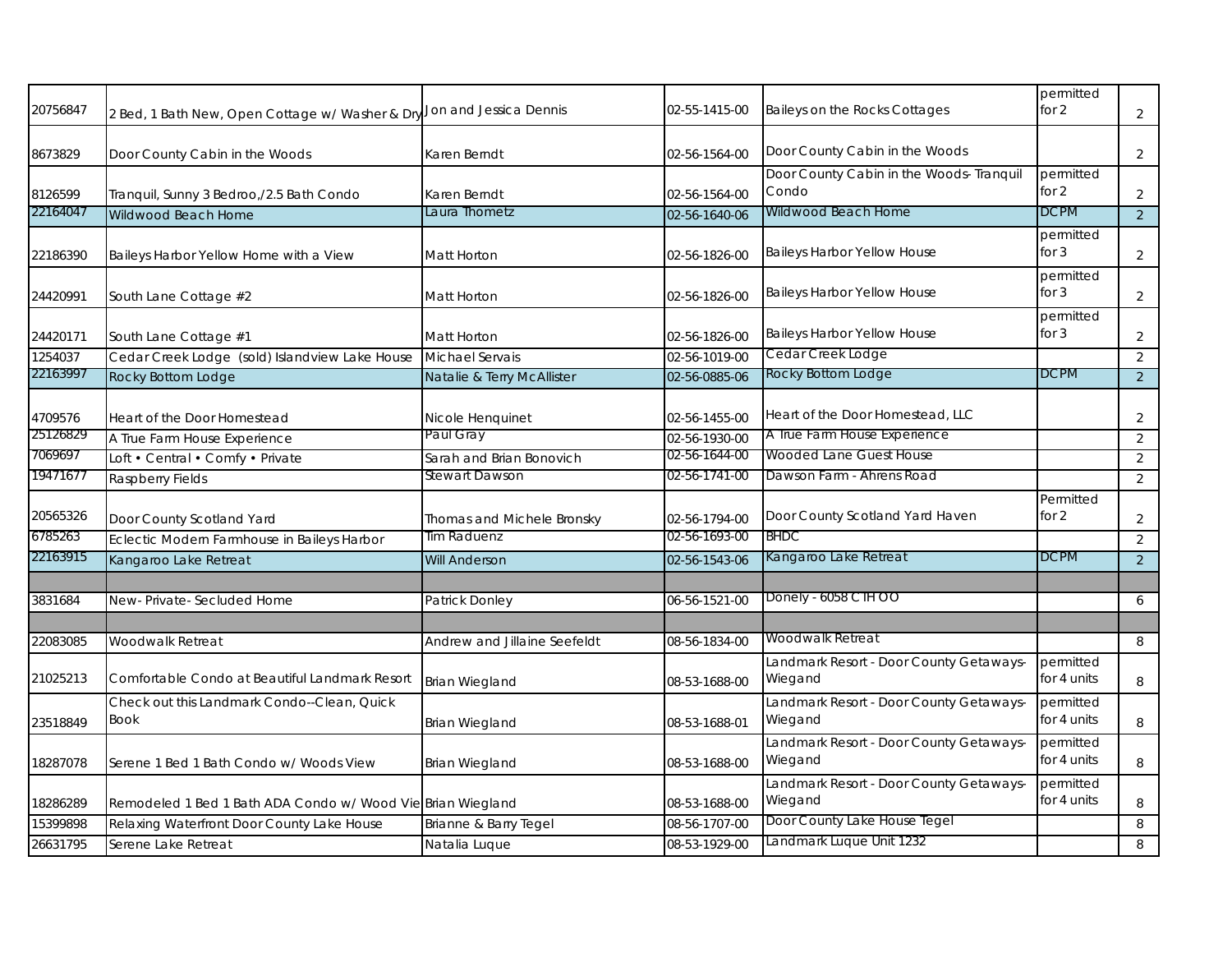| | | | | | | |
|---|---|---|---|---|---|---|
| 20756847 | 2 Bed, 1 Bath New, Open Cottage w/ Washer & Dry | Jon and Jessica Dennis | 02-55-1415-00 | Baileys on the Rocks Cottages | permitted for 2 | 2 |
| 8673829 | Door County Cabin in the Woods | Karen Berndt | 02-56-1564-00 | Door County Cabin in the Woods | | 2 |
| 8126599 | Tranquil, Sunny 3 Bedroo,/2.5 Bath Condo | Karen Berndt | 02-56-1564-00 | Door County Cabin in the Woods- Tranquil Condo | permitted for 2 | 2 |
| 22164047 | Wildwood Beach Home | Laura Thometz | 02-56-1640-06 | Wildwood Beach Home | DCPM | 2 |
| 22186390 | Baileys Harbor Yellow Home with a View | Matt Horton | 02-56-1826-00 | Baileys Harbor Yellow House | permitted for 3 | 2 |
| 24420991 | South Lane Cottage #2 | Matt Horton | 02-56-1826-00 | Baileys Harbor Yellow House | permitted for 3 | 2 |
| 24420171 | South Lane Cottage #1 | Matt Horton | 02-56-1826-00 | Baileys Harbor Yellow House | permitted for 3 | 2 |
| 1254037 | Cedar Creek Lodge (sold) Islandview Lake House | Michael Servais | 02-56-1019-00 | Cedar Creek Lodge | | 2 |
| 22163997 | Rocky Bottom Lodge | Natalie & Terry McAllister | 02-56-0885-06 | Rocky Bottom Lodge | DCPM | 2 |
| 4709576 | Heart of the Door Homestead | Nicole Henquinet | 02-56-1455-00 | Heart of the Door Homestead, LLC | | 2 |
| 25126829 | A True Farm House Experience | Paul Gray | 02-56-1930-00 | A True Farm House Experience | | 2 |
| 7069697 | Loft • Central • Comfy • Private | Sarah and Brian Bonovich | 02-56-1644-00 | Wooded Lane Guest House | | 2 |
| 19471677 | Raspberry Fields | Stewart Dawson | 02-56-1741-00 | Dawson Farm - Ahrens Road | | 2 |
| 20565326 | Door County Scotland Yard | Thomas and Michele Bronsky | 02-56-1794-00 | Door County Scotland Yard Haven | Permitted for 2 | 2 |
| 6785263 | Eclectic Modern Farmhouse in Baileys Harbor | Tim Raduenz | 02-56-1693-00 | BHDC | | 2 |
| 22163915 | Kangaroo Lake Retreat | Will Anderson | 02-56-1543-06 | Kangaroo Lake Retreat | DCPM | 2 |
| | | | | | | |
| 3831684 | New- Private- Secluded Home | Patrick Donley | 06-56-1521-00 | Donely - 6058 C TH OO | | 6 |
| | | | | | | |
| 22083085 | Woodwalk Retreat | Andrew and Jillaine Seefeldt | 08-56-1834-00 | Woodwalk Retreat | | 8 |
| 21025213 | Comfortable Condo at Beautiful Landmark Resort | Brian Wiegland | 08-53-1688-00 | Landmark Resort - Door County Getaways-Wiegand | permitted for 4 units | 8 |
| 23518849 | Check out this Landmark Condo--Clean, Quick Book | Brian Wiegland | 08-53-1688-01 | Landmark Resort - Door County Getaways-Wiegand | permitted for 4 units | 8 |
| 18287078 | Serene 1 Bed 1 Bath Condo w/ Woods View | Brian Wiegland | 08-53-1688-00 | Landmark Resort - Door County Getaways-Wiegand | permitted for 4 units | 8 |
| 18286289 | Remodeled 1 Bed 1 Bath ADA Condo w/ Wood Vie | Brian Wiegland | 08-53-1688-00 | Landmark Resort - Door County Getaways-Wiegand | permitted for 4 units | 8 |
| 15399898 | Relaxing Waterfront Door County Lake House | Brianne & Barry Tegel | 08-56-1707-00 | Door County Lake House Tegel | | 8 |
| 26631795 | Serene Lake Retreat | Natalia Luque | 08-53-1929-00 | Landmark Luque Unit 1232 | | 8 |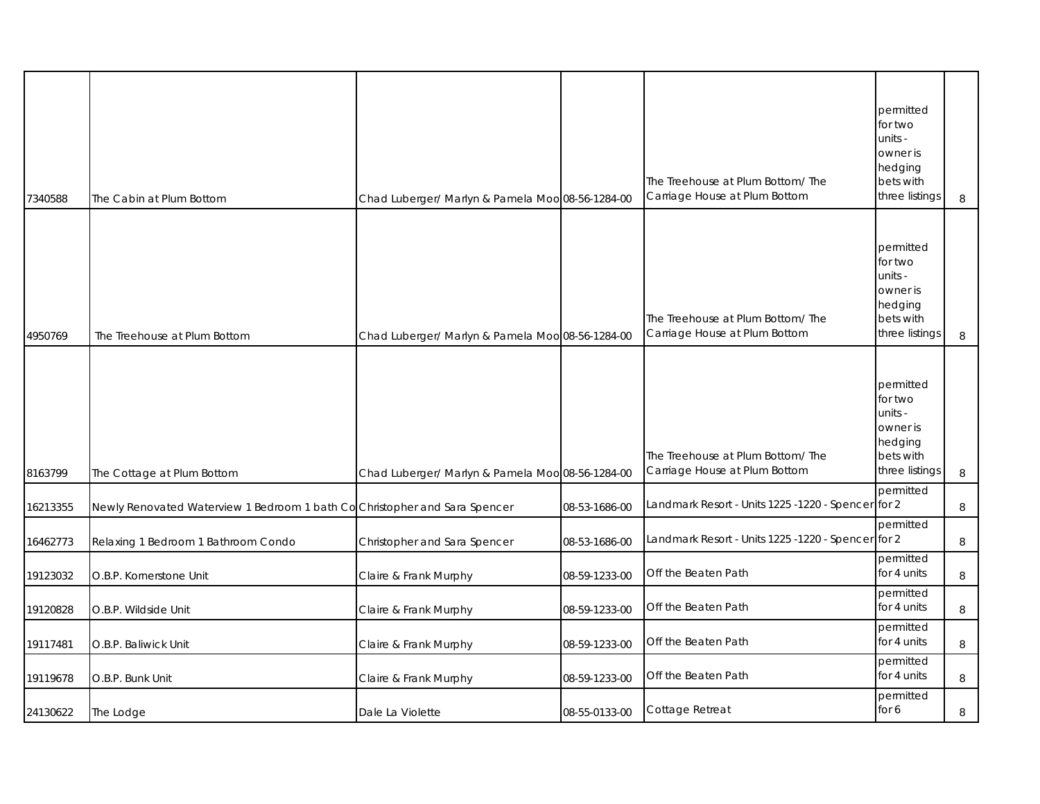| | | | | | | |
|---|---|---|---|---|---|---|
| 7340588 | The Cabin at Plum Bottom | Chad Luberger/ Marlyn & Pamela Moo | 08-56-1284-00 | The Treehouse at Plum Bottom/ The Carriage House at Plum Bottom | permitted for two units - owner is hedging bets with three listings | 8 |
| 4950769 | The Treehouse at Plum Bottom | Chad Luberger/ Marlyn & Pamela Moo | 08-56-1284-00 | The Treehouse at Plum Bottom/ The Carriage House at Plum Bottom | permitted for two units - owner is hedging bets with three listings | 8 |
| 8163799 | The Cottage at Plum Bottom | Chad Luberger/ Marlyn & Pamela Moo | 08-56-1284-00 | The Treehouse at Plum Bottom/ The Carriage House at Plum Bottom | permitted for two units - owner is hedging bets with three listings | 8 |
| 16213355 | Newly Renovated Waterview 1 Bedroom 1 bath Co | Christopher and Sara Spencer | 08-53-1686-00 | Landmark Resort - Units 1225 -1220 - Spencer | permitted for 2 | 8 |
| 16462773 | Relaxing 1 Bedroom 1 Bathroom Condo | Christopher and Sara Spencer | 08-53-1686-00 | Landmark Resort - Units 1225 -1220 - Spencer | permitted for 2 | 8 |
| 19123032 | O.B.P. Kornerstone Unit | Claire & Frank Murphy | 08-59-1233-00 | Off the Beaten Path | permitted for 4 units | 8 |
| 19120828 | O.B.P. Wildside Unit | Claire & Frank Murphy | 08-59-1233-00 | Off the Beaten Path | permitted for 4 units | 8 |
| 19117481 | O.B.P. Baliwick Unit | Claire & Frank Murphy | 08-59-1233-00 | Off the Beaten Path | permitted for 4 units | 8 |
| 19119678 | O.B.P. Bunk Unit | Claire & Frank Murphy | 08-59-1233-00 | Off the Beaten Path | permitted for 4 units | 8 |
| 24130622 | The Lodge | Dale La Violette | 08-55-0133-00 | Cottage Retreat | permitted for 6 | 8 |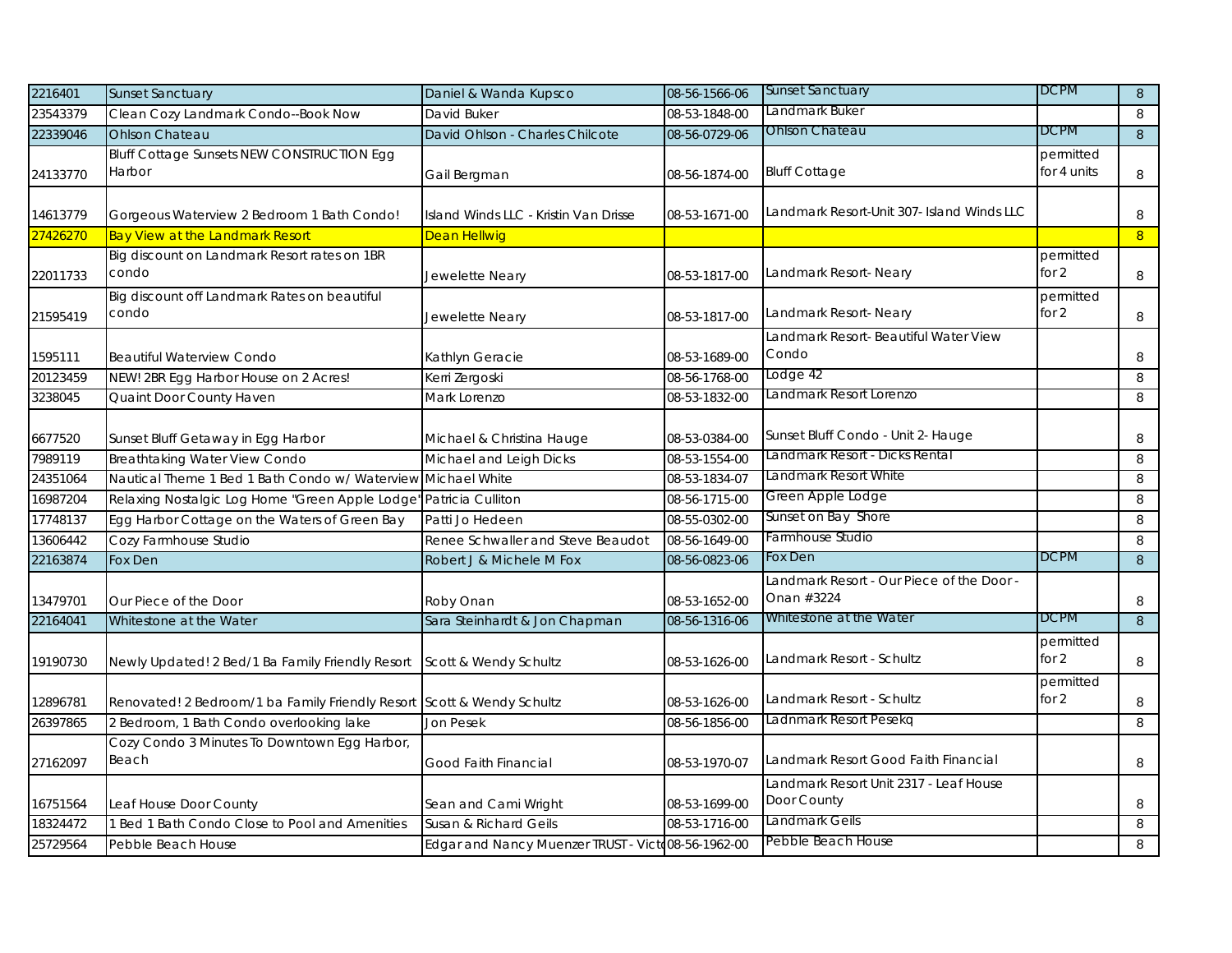| | | | | | | |
|---|---|---|---|---|---|---|
| 2216401 | Sunset Sanctuary | Daniel & Wanda Kupsco | 08-56-1566-06 | Sunset Sanctuary | DCPM | 8 |
| 23543379 | Clean Cozy Landmark Condo--Book Now | David Buker | 08-53-1848-00 | Landmark Buker | | 8 |
| 22339046 | Ohlson Chateau | David Ohlson - Charles Chilcote | 08-56-0729-06 | Ohlson Chateau | DCPM | 8 |
| 24133770 | Bluff Cottage Sunsets NEW CONSTRUCTION Egg Harbor | Gail Bergman | 08-56-1874-00 | Bluff Cottage | permitted for 4 units | 8 |
| 14613779 | Gorgeous Waterview 2 Bedroom 1 Bath Condo! | Island Winds LLC - Kristin Van Drisse | 08-53-1671-00 | Landmark Resort-Unit 307- Island Winds LLC | | 8 |
| 27426270 | Bay View at the Landmark Resort | Dean Hellwig | | | | 8 |
| 22011733 | Big discount on Landmark Resort rates on 1BR condo | Jewelette Neary | 08-53-1817-00 | Landmark Resort- Neary | permitted for 2 | 8 |
| 21595419 | Big discount off Landmark Rates on beautiful condo | Jewelette Neary | 08-53-1817-00 | Landmark Resort- Neary | permitted for 2 | 8 |
| 1595111 | Beautiful Waterview Condo | Kathlyn Geracie | 08-53-1689-00 | Landmark Resort- Beautiful Water View Condo | | 8 |
| 20123459 | NEW! 2BR Egg Harbor House on 2 Acres! | Kerri Zergoski | 08-56-1768-00 | Lodge 42 | | 8 |
| 3238045 | Quaint Door County Haven | Mark Lorenzo | 08-53-1832-00 | Landmark Resort Lorenzo | | 8 |
| 6677520 | Sunset Bluff Getaway in Egg Harbor | Michael & Christina Hauge | 08-53-0384-00 | Sunset Bluff Condo - Unit 2- Hauge | | 8 |
| 7989119 | Breathtaking Water View Condo | Michael and Leigh Dicks | 08-53-1554-00 | Landmark Resort - Dicks Rental | | 8 |
| 24351064 | Nautical Theme 1 Bed 1 Bath Condo w/ Waterview | Michael White | 08-53-1834-07 | Landmark Resort White | | 8 |
| 16987204 | Relaxing Nostalgic Log Home "Green Apple Lodge" | Patricia Culliton | 08-56-1715-00 | Green Apple Lodge | | 8 |
| 17748137 | Egg Harbor Cottage on the Waters of Green Bay | Patti Jo Hedeen | 08-55-0302-00 | Sunset on Bay Shore | | 8 |
| 13606442 | Cozy Farmhouse Studio | Renee Schwaller and Steve Beaudot | 08-56-1649-00 | Farmhouse Studio | | 8 |
| 22163874 | Fox Den | Robert J & Michele M Fox | 08-56-0823-06 | Fox Den | DCPM | 8 |
| 13479701 | Our Piece of the Door | Roby Onan | 08-53-1652-00 | Landmark Resort - Our Piece of the Door - Onan #3224 | | 8 |
| 22164041 | Whitestone at the Water | Sara Steinhardt & Jon Chapman | 08-56-1316-06 | Whitestone at the Water | DCPM | 8 |
| 19190730 | Newly Updated! 2 Bed/1 Ba Family Friendly Resort | Scott & Wendy Schultz | 08-53-1626-00 | Landmark Resort - Schultz | permitted for 2 | 8 |
| 12896781 | Renovated! 2 Bedroom/1 ba Family Friendly Resort | Scott & Wendy Schultz | 08-53-1626-00 | Landmark Resort - Schultz | permitted for 2 | 8 |
| 26397865 | 2 Bedroom, 1 Bath Condo overlooking lake | Jon Pesek | 08-56-1856-00 | Ladnmark Resort Pesekq | | 8 |
| 27162097 | Cozy Condo 3 Minutes To Downtown Egg Harbor, Beach | Good Faith Financial | 08-53-1970-07 | Landmark Resort Good Faith Financial | | 8 |
| 16751564 | Leaf House Door County | Sean and Cami Wright | 08-53-1699-00 | Landmark Resort Unit 2317 - Leaf House Door County | | 8 |
| 18324472 | 1 Bed 1 Bath Condo Close to Pool and Amenities | Susan & Richard Geils | 08-53-1716-00 | Landmark Geils | | 8 |
| 25729564 | Pebble Beach House | Edgar and Nancy Muenzer TRUST - Victo | 08-56-1962-00 | Pebble Beach House | | 8 |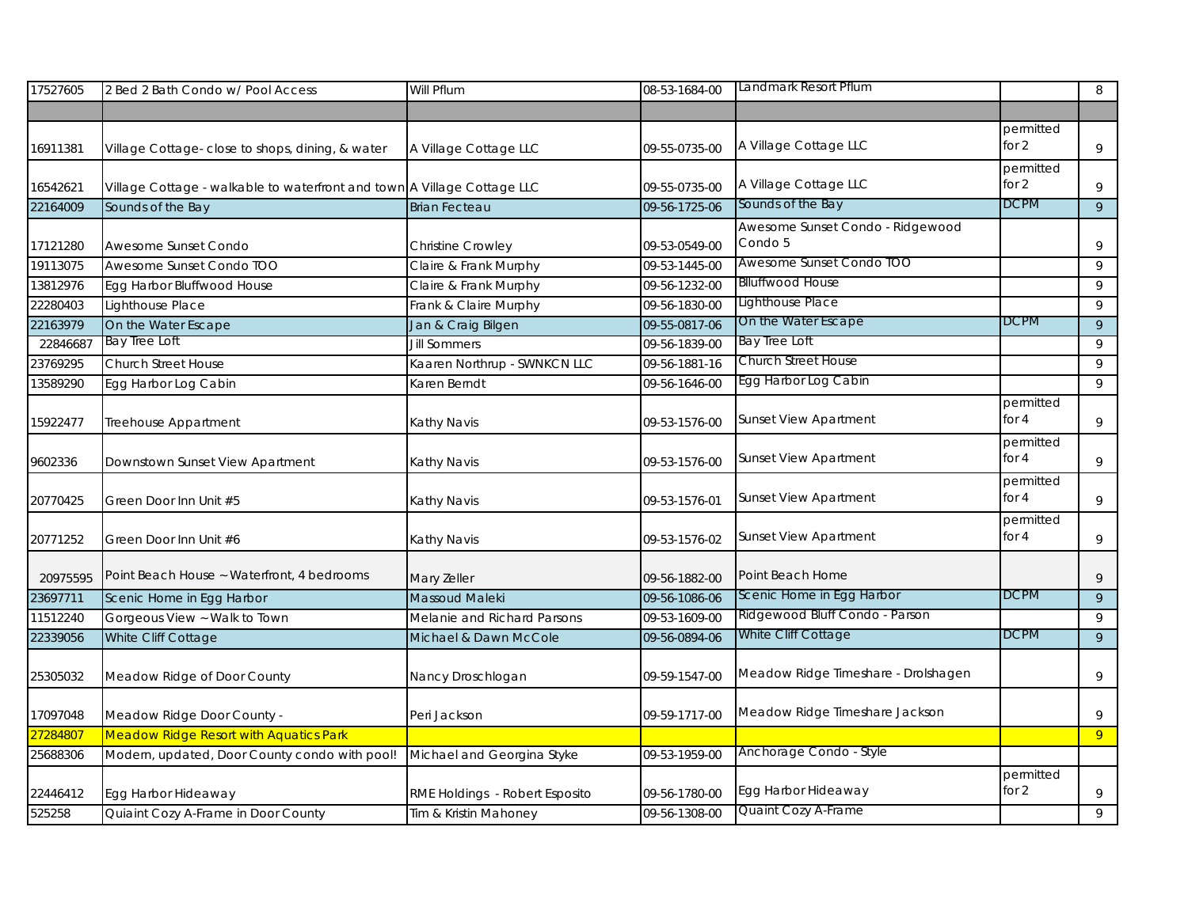| 17527605 | 2 Bed 2 Bath Condo w/ Pool Access | Will Pflum | 08-53-1684-00 | Landmark Resort Pflum | | 8 |
|---|---|---|---|---|---|---|
| | | | | | | |
| 16911381 | Village Cottage- close to shops, dining, & water | A Village Cottage LLC | 09-55-0735-00 | A Village Cottage LLC | permitted for 2 | 9 |
| 16542621 | Village Cottage - walkable to waterfront and town | A Village Cottage LLC | 09-55-0735-00 | A Village Cottage LLC | permitted for 2 | 9 |
| 22164009 | Sounds of the Bay | Brian Fecteau | 09-56-1725-06 | Sounds of the Bay | DCPM | 9 |
| 17121280 | Awesome Sunset Condo | Christine Crowley | 09-53-0549-00 | Awesome Sunset Condo - Ridgewood Condo 5 | | 9 |
| 19113075 | Awesome Sunset Condo TOO | Claire & Frank Murphy | 09-53-1445-00 | Awesome Sunset Condo TOO | | 9 |
| 13812976 | Egg Harbor Bluffwood House | Claire & Frank Murphy | 09-56-1232-00 | Blluffwood House | | 9 |
| 22280403 | Lighthouse Place | Frank & Claire Murphy | 09-56-1830-00 | Lighthouse Place | | 9 |
| 22163979 | On the Water Escape | Jan & Craig Bilgen | 09-55-0817-06 | On the Water Escape | DCPM | 9 |
| 22846687 | Bay Tree Loft | Jill Sommers | 09-56-1839-00 | Bay Tree Loft | | 9 |
| 23769295 | Church Street House | Kaaren Northrup - SWNKCN LLC | 09-56-1881-16 | Church Street House | | 9 |
| 13589290 | Egg Harbor Log Cabin | Karen Berndt | 09-56-1646-00 | Egg Harbor Log Cabin | | 9 |
| 15922477 | Treehouse Appartment | Kathy Navis | 09-53-1576-00 | Sunset View Apartment | permitted for 4 | 9 |
| 9602336 | Downtown Sunset View Apartment | Kathy Navis | 09-53-1576-00 | Sunset View Apartment | permitted for 4 | 9 |
| 20770425 | Green Door Inn Unit #5 | Kathy Navis | 09-53-1576-01 | Sunset View Apartment | permitted for 4 | 9 |
| 20771252 | Green Door Inn Unit #6 | Kathy Navis | 09-53-1576-02 | Sunset View Apartment | permitted for 4 | 9 |
| 20975595 | Point Beach House ~ Waterfront, 4 bedrooms | Mary Zeller | 09-56-1882-00 | Point Beach Home | | 9 |
| 23697711 | Scenic Home in Egg Harbor | Massoud Maleki | 09-56-1086-06 | Scenic Home in Egg Harbor | DCPM | 9 |
| 11512240 | Gorgeous View ~ Walk to Town | Melanie and Richard Parsons | 09-53-1609-00 | Ridgewood Bluff Condo - Parson | | 9 |
| 22339056 | White Cliff Cottage | Michael & Dawn McCole | 09-56-0894-06 | White Cliff Cottage | DCPM | 9 |
| 25305032 | Meadow Ridge of Door County | Nancy Droschlogan | 09-59-1547-00 | Meadow Ridge Timeshare - Drolshagen | | 9 |
| 17097048 | Meadow Ridge Door County - | Peri Jackson | 09-59-1717-00 | Meadow Ridge Timeshare Jackson | | 9 |
| 27284807 | Meadow Ridge Resort with Aquatics Park | | | | | 9 |
| 25688306 | Modern, updated, Door County condo with pool! | Michael and Georgina Styke | 09-53-1959-00 | Anchorage Condo - Style | | |
| 22446412 | Egg Harbor Hideaway | RME Holdings - Robert Esposito | 09-56-1780-00 | Egg Harbor Hideaway | permitted for 2 | 9 |
| 525258 | Quiaint Cozy A-Frame in Door County | Tim & Kristin Mahoney | 09-56-1308-00 | Quaint Cozy A-Frame | | 9 |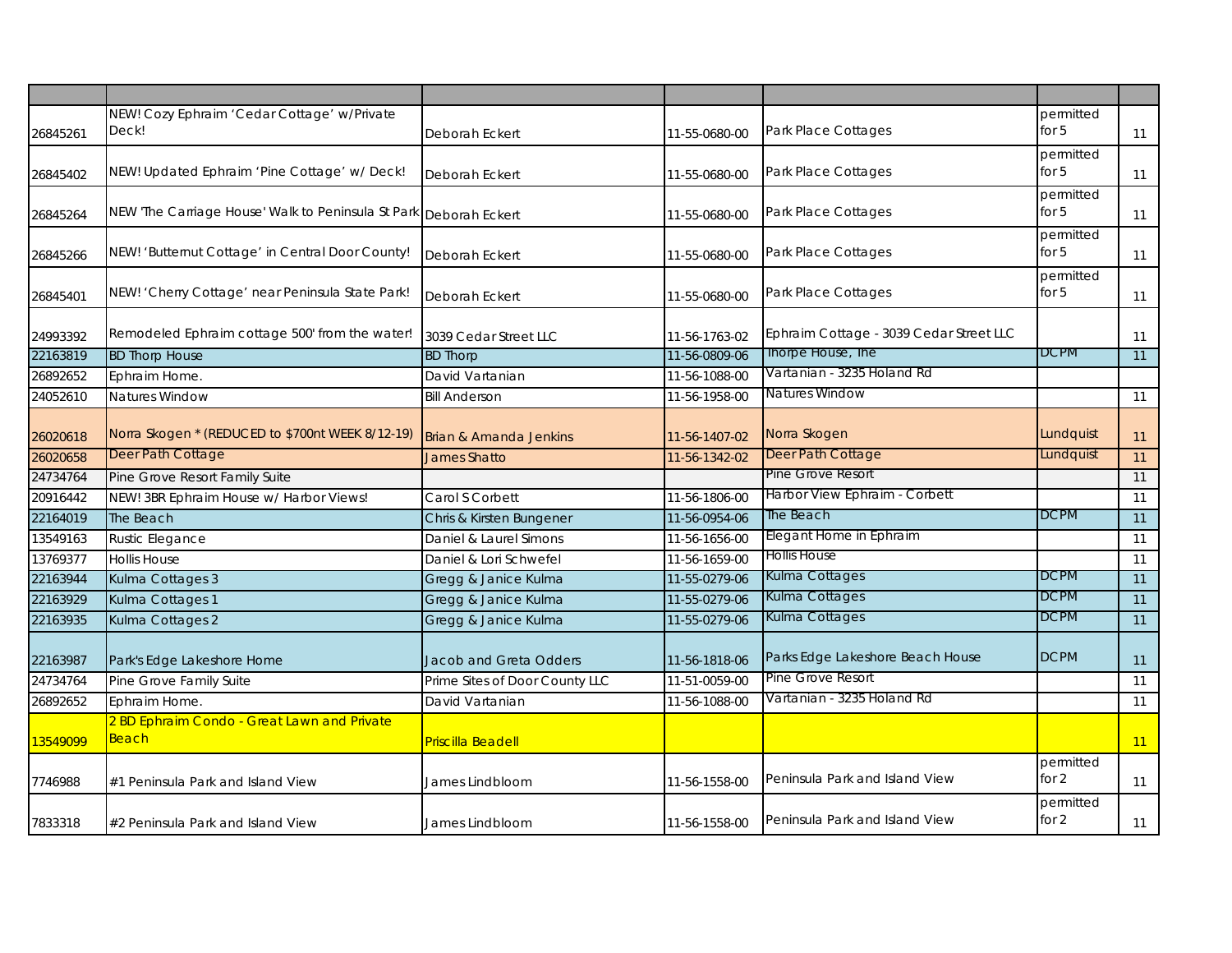| | | | | | | |
|---|---|---|---|---|---|---|
| 26845261 | NEW! Cozy Ephraim 'Cedar Cottage' w/Private Deck! | Deborah Eckert | 11-55-0680-00 | Park Place Cottages | permitted for 5 | 11 |
| 26845402 | NEW! Updated Ephraim 'Pine Cottage' w/ Deck! | Deborah Eckert | 11-55-0680-00 | Park Place Cottages | permitted for 5 | 11 |
| 26845264 | NEW 'The Carriage House' Walk to Peninsula St Park | Deborah Eckert | 11-55-0680-00 | Park Place Cottages | permitted for 5 | 11 |
| 26845266 | NEW! 'Butternut Cottage' in Central Door County! | Deborah Eckert | 11-55-0680-00 | Park Place Cottages | permitted for 5 | 11 |
| 26845401 | NEW! 'Cherry Cottage' near Peninsula State Park! | Deborah Eckert | 11-55-0680-00 | Park Place Cottages | permitted for 5 | 11 |
| 24993392 | Remodeled Ephraim cottage 500' from the water! | 3039 Cedar Street LLC | 11-56-1763-02 | Ephraim Cottage - 3039 Cedar Street LLC | | 11 |
| 22163819 | BD Thorp House | BD Thorp | 11-56-0809-06 | Thorpe House, The | DCPM | 11 |
| 26892652 | Ephraim Home. | David Vartanian | 11-56-1088-00 | Vartanian - 3235 Holand Rd | | |
| 24052610 | Natures Window | Bill Anderson | 11-56-1958-00 | Natures Window | | 11 |
| 26020618 | Norra Skogen * (REDUCED to $700nt WEEK 8/12-19) | Brian & Amanda Jenkins | 11-56-1407-02 | Norra Skogen | Lundquist | 11 |
| 26020658 | Deer Path Cottage | James Shatto | 11-56-1342-02 | Deer Path Cottage | Lundquist | 11 |
| 24734764 | Pine Grove Resort Family Suite | | | Pine Grove Resort | | 11 |
| 20916442 | NEW! 3BR Ephraim House w/ Harbor Views! | Carol S Corbett | 11-56-1806-00 | Harbor View Ephraim - Corbett | | 11 |
| 22164019 | The Beach | Chris & Kirsten Bungener | 11-56-0954-06 | The Beach | DCPM | 11 |
| 13549163 | Rustic Elegance | Daniel & Laurel Simons | 11-56-1656-00 | Elegant Home in Ephraim | | 11 |
| 13769377 | Hollis House | Daniel & Lori Schwefel | 11-56-1659-00 | Hollis House | | 11 |
| 22163944 | Kulma Cottages 3 | Gregg & Janice Kulma | 11-55-0279-06 | Kulma Cottages | DCPM | 11 |
| 22163929 | Kulma Cottages 1 | Gregg & Janice Kulma | 11-55-0279-06 | Kulma Cottages | DCPM | 11 |
| 22163935 | Kulma Cottages 2 | Gregg & Janice Kulma | 11-55-0279-06 | Kulma Cottages | DCPM | 11 |
| 22163987 | Park's Edge Lakeshore Home | Jacob and Greta Odders | 11-56-1818-06 | Parks Edge Lakeshore Beach House | DCPM | 11 |
| 24734764 | Pine Grove Family Suite | Prime Sites of Door County LLC | 11-51-0059-00 | Pine Grove Resort | | 11 |
| 26892652 | Ephraim Home. | David Vartanian | 11-56-1088-00 | Vartanian - 3235 Holand Rd | | 11 |
| 13549099 | 2 BD Ephraim Condo - Great Lawn and Private Beach | Priscilla Beadell | | | | 11 |
| 7746988 | #1 Peninsula Park and Island View | James Lindbloom | 11-56-1558-00 | Peninsula Park and Island View | permitted for 2 | 11 |
| 7833318 | #2 Peninsula Park and Island View | James Lindbloom | 11-56-1558-00 | Peninsula Park and Island View | permitted for 2 | 11 |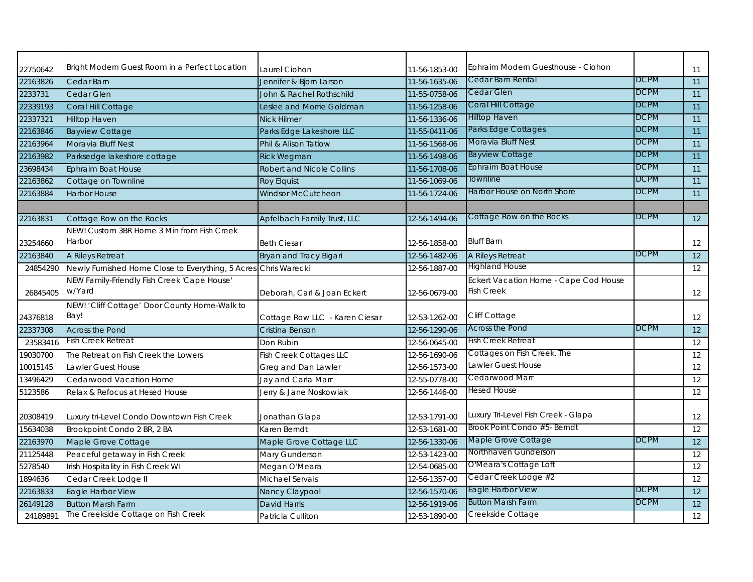| | | | | | | |
|---|---|---|---|---|---|---|
| 22750642 | Bright Modern Guest Room in a Perfect Location | Laurel Ciohon | 11-56-1853-00 | Ephraim Modern Guesthouse - Ciohon | | 11 |
| 22163826 | Cedar Barn | Jennifer & Bjorn Larson | 11-56-1635-06 | Cedar Barn Rental | DCPM | 11 |
| 2233731 | Cedar Glen | John & Rachel Rothschild | 11-55-0758-06 | Cedar Glen | DCPM | 11 |
| 22339193 | Coral Hill Cottage | Leslee and Morrie Goldman | 11-56-1258-06 | Coral Hill Cottage | DCPM | 11 |
| 22337321 | Hilltop Haven | Nick Hilmer | 11-56-1336-06 | Hilltop Haven | DCPM | 11 |
| 22163846 | Bayview Cottage | Parks Edge Lakeshore LLC | 11-55-0411-06 | Parks Edge Cottages | DCPM | 11 |
| 22163964 | Moravia Bluff Nest | Phil & Alison Tatlow | 11-56-1568-06 | Moravia Bluff Nest | DCPM | 11 |
| 22163982 | Parksedge lakeshore cottage | Rick Wegman | 11-56-1498-06 | Bayview Cottage | DCPM | 11 |
| 23698434 | Ephraim Boat House | Robert and Nicole Collins | 11-56-1708-06 | Ephraim Boat House | DCPM | 11 |
| 22163862 | Cottage on Townline | Roy Elquist | 11-56-1069-06 | Townline | DCPM | 11 |
| 22163884 | Harbor House | Windsor McCutcheon | 11-56-1724-06 | Harbor House on North Shore | DCPM | 11 |
| | | | | | | |
| 22163831 | Cottage Row on the Rocks | Apfelbach Family Trust, LLC | 12-56-1494-06 | Cottage Row on the Rocks | DCPM | 12 |
| 23254660 | NEW! Custom 3BR Home 3 Min from Fish Creek Harbor | Beth Ciesar | 12-56-1858-00 | Bluff Barn | | 12 |
| 22163840 | A Rileys Retreat | Bryan and Tracy Bigari | 12-56-1482-06 | A Rileys Retreat | DCPM | 12 |
| 24854290 | Newly Furnished Home Close to Everything, 5 Acres | Chris Warecki | 12-56-1887-00 | Highland House | | 12 |
| 26845405 | NEW Family-Friendly Fish Creek 'Cape House' w/Yard | Deborah, Carl & Joan Eckert | 12-56-0679-00 | Eckert Vacation Home - Cape Cod House Fish Creek | | 12 |
| 24376818 | NEW! 'Cliff Cottage' Door County Home-Walk to Bay! | Cottage Row LLC - Karen Ciesar | 12-53-1262-00 | Cliff Cottage | | 12 |
| 22337308 | Across the Pond | Cristina Benson | 12-56-1290-06 | Across the Pond | DCPM | 12 |
| 23583416 | Fish Creek Retreat | Don Rubin | 12-56-0645-00 | Fish Creek Retreat | | 12 |
| 19030700 | The Retreat on Fish Creek the Lowers | Fish Creek Cottages LLC | 12-56-1690-06 | Cottages on Fish Creek, The | | 12 |
| 10015145 | Lawler Guest House | Greg and Dan Lawler | 12-56-1573-00 | Lawler Guest House | | 12 |
| 13496429 | Cedarwood Vacation Home | Jay and Carla Marr | 12-55-0778-00 | Cedarwood Marr | | 12 |
| 5123586 | Relax & Refocus at Hesed House | Jerry & Jane Noskowiak | 12-56-1446-00 | Hesed House | | 12 |
| 20308419 | Luxury tri-Level Condo Downtown Fish Creek | Jonathan Glapa | 12-53-1791-00 | Luxury Tri-Level Fish Creek - Glapa | | 12 |
| 15634038 | Brookpoint Condo 2 BR, 2 BA | Karen Berndt | 12-53-1681-00 | Brook Point Condo #5- Berndt | | 12 |
| 22163970 | Maple Grove Cottage | Maple Grove Cottage LLC | 12-56-1330-06 | Maple Grove Cottage | DCPM | 12 |
| 21125448 | Peaceful getaway in Fish Creek | Mary Gunderson | 12-53-1423-00 | Northhaven Gunderson | | 12 |
| 5278540 | Irish Hospitality in Fish Creek WI | Megan O'Meara | 12-54-0685-00 | O'Meara's Cottage Loft | | 12 |
| 1894636 | Cedar Creek Lodge II | Michael Servais | 12-56-1357-00 | Cedar Creek Lodge #2 | | 12 |
| 22163833 | Eagle Harbor View | Nancy Claypool | 12-56-1570-06 | Eagle Harbor View | DCPM | 12 |
| 26149128 | Button Marsh Farm | David Harris | 12-56-1919-06 | Button Marsh Farm | DCPM | 12 |
| 24189891 | The Creekside Cottage on Fish Creek | Patricia Culliton | 12-53-1890-00 | Creekside Cottage | | 12 |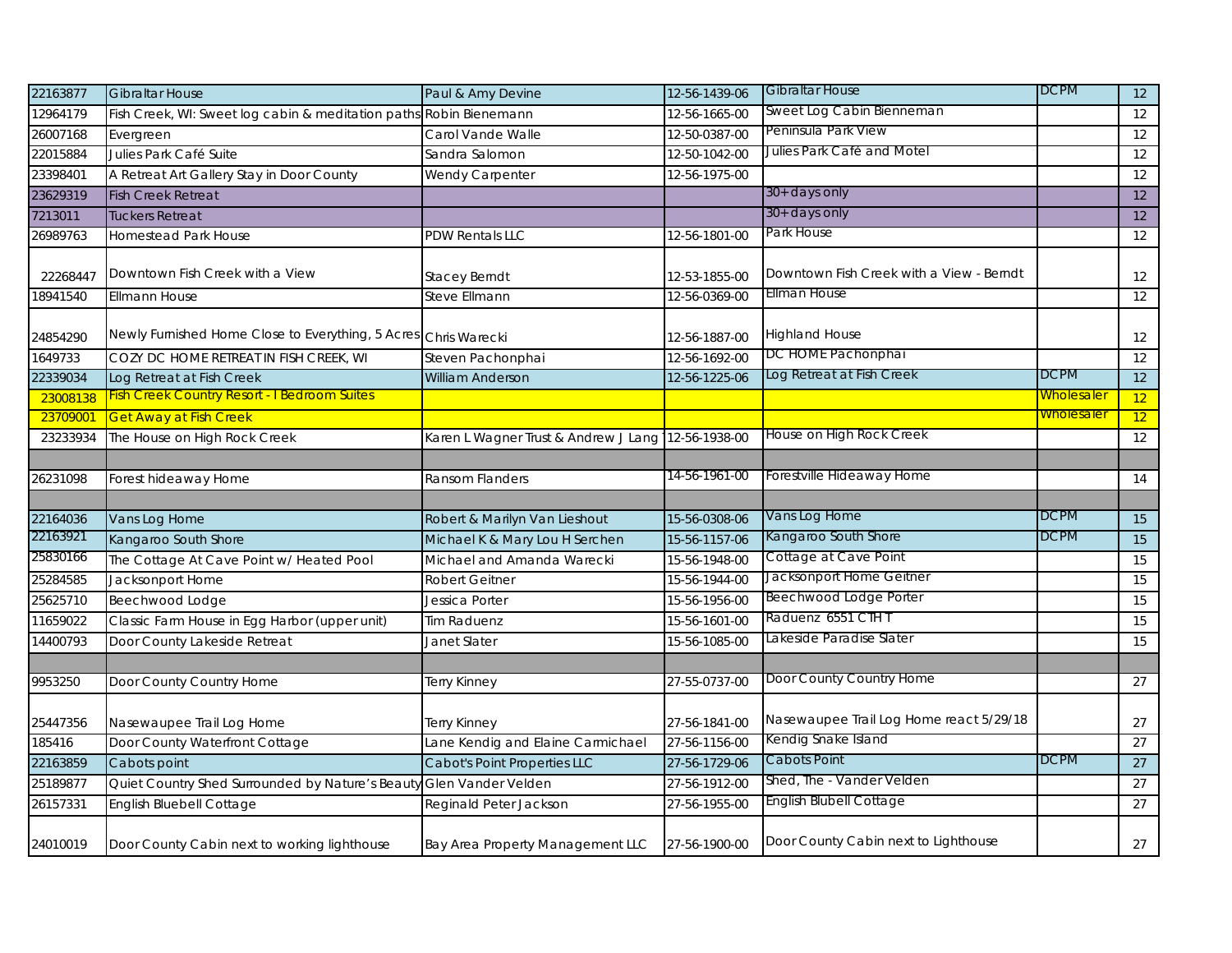| | | | | | | |
|---|---|---|---|---|---|---|
| 22163877 | Gibraltar House | Paul & Amy Devine | 12-56-1439-06 | Gibraltar House | DCPM | 12 |
| 12964179 | Fish Creek, WI: Sweet log cabin & meditation paths | Robin Bienemann | 12-56-1665-00 | Sweet Log Cabin Bienneman | | 12 |
| 26007168 | Evergreen | Carol Vande Walle | 12-50-0387-00 | Peninsula Park View | | 12 |
| 22015884 | Julies Park Café Suite | Sandra Salomon | 12-50-1042-00 | Julies Park Café and Motel | | 12 |
| 23398401 | A Retreat Art Gallery Stay in Door County | Wendy Carpenter | 12-56-1975-00 | | | 12 |
| 23629319 | Fish Creek Retreat | | | 30+ days only | | 12 |
| 7213011 | Tuckers Retreat | | | 30+ days only | | 12 |
| 26989763 | Homestead Park House | PDW Rentals LLC | 12-56-1801-00 | Park House | | 12 |
| 22268447 | Downtown Fish Creek with a View | Stacey Berndt | 12-53-1855-00 | Downtown Fish Creek with a View - Berndt | | 12 |
| 18941540 | Ellmann House | Steve Ellmann | 12-56-0369-00 | Ellman House | | 12 |
| 24854290 | Newly Furnished Home Close to Everything, 5 Acres | Chris Warecki | 12-56-1887-00 | Highland House | | 12 |
| 1649733 | COZY DC HOME RETREAT IN FISH CREEK, WI | Steven Pachonphai | 12-56-1692-00 | DC HOME Pachonphai | | 12 |
| 22339034 | Log Retreat at Fish Creek | William Anderson | 12-56-1225-06 | Log Retreat at Fish Creek | DCPM | 12 |
| 23008138 | Fish Creek Country Resort - I Bedroom Suites | | | | Wholesaler | 12 |
| 23709001 | Get Away at Fish Creek | | | | Wholesaler | 12 |
| 23233934 | The House on High Rock Creek | Karen L Wagner Trust & Andrew J Lang | 12-56-1938-00 | House on High Rock Creek | | 12 |
| | | | | | | |
| 26231098 | Forest hideaway Home | Ransom Flanders | 14-56-1961-00 | Forestville Hideaway Home | | 14 |
| | | | | | | |
| 22164036 | Vans Log Home | Robert & Marilyn Van Lieshout | 15-56-0308-06 | Vans Log Home | DCPM | 15 |
| 22163921 | Kangaroo South Shore | Michael K & Mary Lou H Serchen | 15-56-1157-06 | Kangaroo South Shore | DCPM | 15 |
| 25830166 | The Cottage At Cave Point w/ Heated Pool | Michael and Amanda Warecki | 15-56-1948-00 | Cottage at Cave Point | | 15 |
| 25284585 | Jacksonport Home | Robert Geitner | 15-56-1944-00 | Jacksonport Home Geitner | | 15 |
| 25625710 | Beechwood Lodge | Jessica Porter | 15-56-1956-00 | Beechwood Lodge Porter | | 15 |
| 11659022 | Classic Farm House in Egg Harbor (upper unit) | Tim Raduenz | 15-56-1601-00 | Raduenz 6551 CTH T | | 15 |
| 14400793 | Door County Lakeside Retreat | Janet Slater | 15-56-1085-00 | Lakeside Paradise Slater | | 15 |
| | | | | | | |
| 9953250 | Door County Country Home | Terry Kinney | 27-55-0737-00 | Door County Country Home | | 27 |
| 25447356 | Nasewaupee Trail Log Home | Terry Kinney | 27-56-1841-00 | Nasewaupee Trail Log Home react 5/29/18 | | 27 |
| 185416 | Door County Waterfront Cottage | Lane Kendig and Elaine Carmichael | 27-56-1156-00 | Kendig Snake Island | | 27 |
| 22163859 | Cabots point | Cabot's Point Properties LLC | 27-56-1729-06 | Cabots Point | DCPM | 27 |
| 25189877 | Quiet Country Shed Surrounded by Nature's Beauty | Glen Vander Velden | 27-56-1912-00 | Shed, The - Vander Velden | | 27 |
| 26157331 | English Bluebell Cottage | Reginald Peter Jackson | 27-56-1955-00 | English Blubell Cottage | | 27 |
| 24010019 | Door County Cabin next to working lighthouse | Bay Area Property Management LLC | 27-56-1900-00 | Door County Cabin next to Lighthouse | | 27 |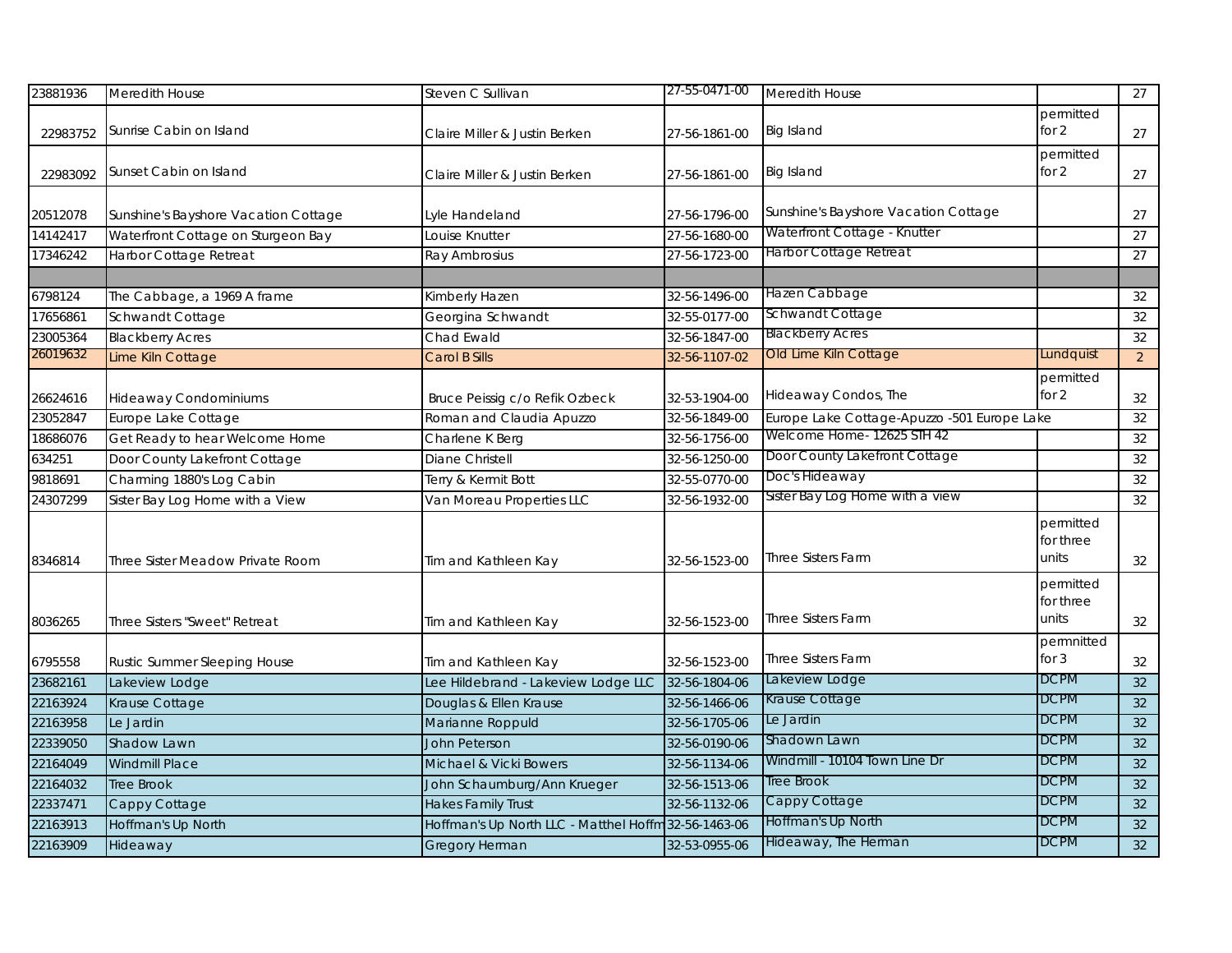| | | | | | | |
|---|---|---|---|---|---|---|
| 23881936 | Meredith House | Steven C Sullivan | 27-55-0471-00 | Meredith House | | 27 |
| 22983752 | Sunrise Cabin on Island | Claire Miller & Justin Berken | 27-56-1861-00 | Big Island | permitted for 2 | 27 |
| 22983092 | Sunset Cabin on Island | Claire Miller & Justin Berken | 27-56-1861-00 | Big Island | permitted for 2 | 27 |
| 20512078 | Sunshine's Bayshore Vacation Cottage | Lyle Handeland | 27-56-1796-00 | Sunshine's Bayshore Vacation Cottage | | 27 |
| 14142417 | Waterfront Cottage on Sturgeon Bay | Louise Knutter | 27-56-1680-00 | Waterfront Cottage - Knutter | | 27 |
| 17346242 | Harbor Cottage Retreat | Ray Ambrosius | 27-56-1723-00 | Harbor Cottage Retreat | | 27 |
| | | | | | | |
| 6798124 | The Cabbage, a 1969 A frame | Kimberly Hazen | 32-56-1496-00 | Hazen Cabbage | | 32 |
| 17656861 | Schwandt Cottage | Georgina Schwandt | 32-55-0177-00 | Schwandt Cottage | | 32 |
| 23005364 | Blackberry Acres | Chad Ewald | 32-56-1847-00 | Blackberry Acres | | 32 |
| 26019632 | Lime Kiln Cottage | Carol B Sills | 32-56-1107-02 | Old Lime Kiln Cottage | Lundquist | 2 |
| 26624616 | Hideaway Condominiums | Bruce Peissig c/o Refik Ozbeck | 32-53-1904-00 | Hideaway Condos, The | permitted for 2 | 32 |
| 23052847 | Europe Lake Cottage | Roman and Claudia Apuzzo | 32-56-1849-00 | Europe Lake Cottage-Apuzzo -501 Europe Lake | | 32 |
| 18686076 | Get Ready to hear Welcome Home | Charlene K Berg | 32-56-1756-00 | Welcome Home- 12625 STH 42 | | 32 |
| 634251 | Door County Lakefront Cottage | Diane Christell | 32-56-1250-00 | Door County Lakefront Cottage | | 32 |
| 9818691 | Charming 1880's Log Cabin | Terry & Kermit Bott | 32-55-0770-00 | Doc's Hideaway | | 32 |
| 24307299 | Sister Bay Log Home with a View | Van Moreau Properties LLC | 32-56-1932-00 | Sister Bay Log Home with a view | | 32 |
| 8346814 | Three Sister Meadow Private Room | Tim and Kathleen Kay | 32-56-1523-00 | Three Sisters Farm | permitted for three units | 32 |
| 8036265 | Three Sisters "Sweet" Retreat | Tim and Kathleen Kay | 32-56-1523-00 | Three Sisters Farm | permitted for three units | 32 |
| 6795558 | Rustic Summer Sleeping House | Tim and Kathleen Kay | 32-56-1523-00 | Three Sisters Farm | permnitted for 3 | 32 |
| 23682161 | Lakeview Lodge | Lee Hildebrand - Lakeview Lodge LLC | 32-56-1804-06 | Lakeview Lodge | DCPM | 32 |
| 22163924 | Krause Cottage | Douglas & Ellen Krause | 32-56-1466-06 | Krause Cottage | DCPM | 32 |
| 22163958 | Le Jardin | Marianne Roppuld | 32-56-1705-06 | Le Jardin | DCPM | 32 |
| 22339050 | Shadow Lawn | John Peterson | 32-56-0190-06 | Shadown Lawn | DCPM | 32 |
| 22164049 | Windmill Place | Michael & Vicki Bowers | 32-56-1134-06 | Windmill - 10104 Town Line Dr | DCPM | 32 |
| 22164032 | Tree Brook | John Schaumburg/Ann Krueger | 32-56-1513-06 | Tree Brook | DCPM | 32 |
| 22337471 | Cappy Cottage | Hakes Family Trust | 32-56-1132-06 | Cappy Cottage | DCPM | 32 |
| 22163913 | Hoffman's Up North | Hoffman's Up North LLC - Matthel Hoffm | 32-56-1463-06 | Hoffman's Up North | DCPM | 32 |
| 22163909 | Hideaway | Gregory Herman | 32-53-0955-06 | Hideaway, The Herman | DCPM | 32 |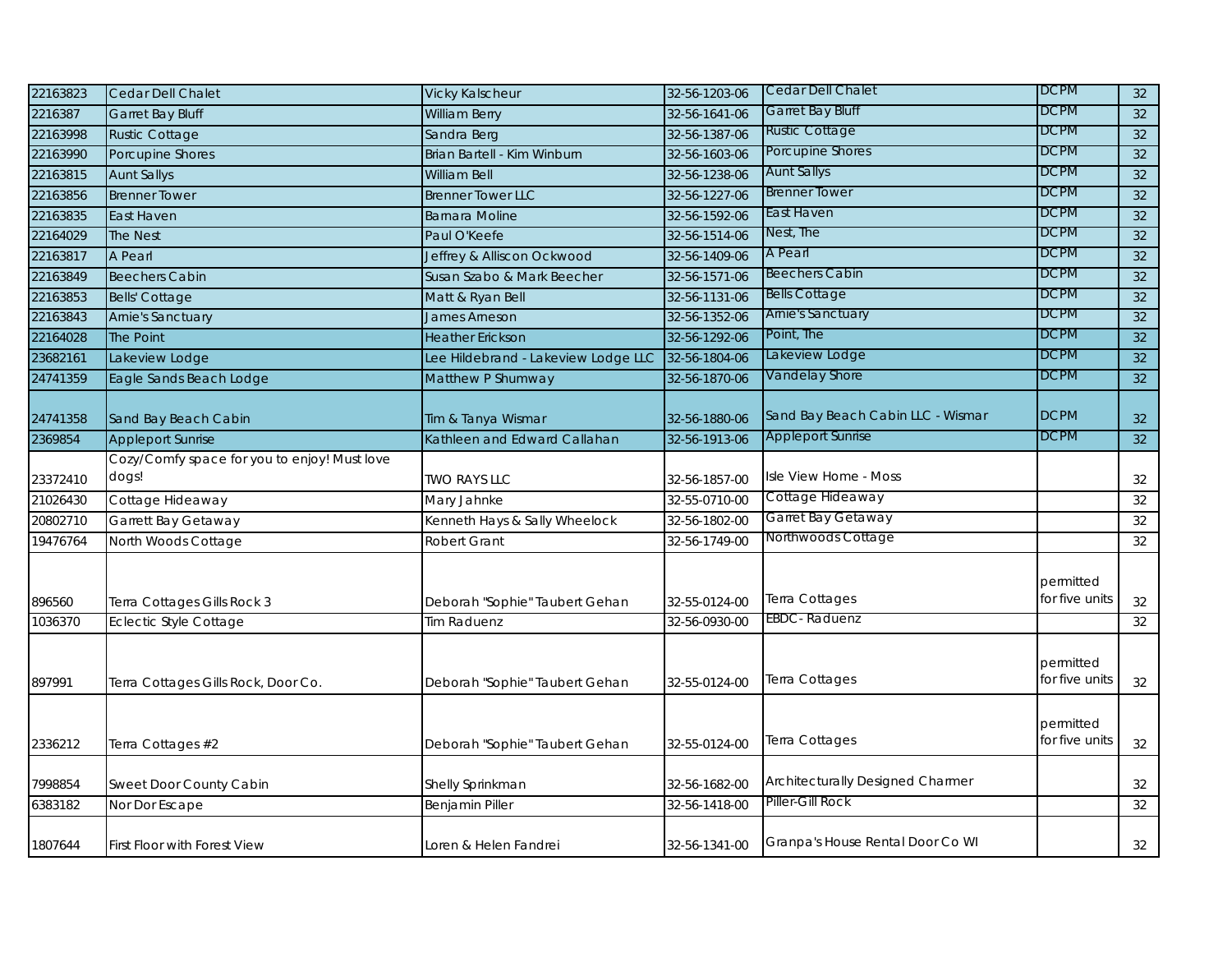| | | | | | | |
|---|---|---|---|---|---|---|
| 22163823 | Cedar Dell Chalet | Vicky Kalscheur | 32-56-1203-06 | Cedar Dell Chalet | DCPM | 32 |
| 2216387 | Garret Bay Bluff | William Berry | 32-56-1641-06 | Garret Bay Bluff | DCPM | 32 |
| 22163998 | Rustic Cottage | Sandra Berg | 32-56-1387-06 | Rustic Cottage | DCPM | 32 |
| 22163990 | Porcupine Shores | Brian Bartell - Kim Winburn | 32-56-1603-06 | Porcupine Shores | DCPM | 32 |
| 22163815 | Aunt Sallys | William Bell | 32-56-1238-06 | Aunt Sallys | DCPM | 32 |
| 22163856 | Brenner Tower | Brenner Tower LLC | 32-56-1227-06 | Brenner Tower | DCPM | 32 |
| 22163835 | East Haven | Barnara Moline | 32-56-1592-06 | East Haven | DCPM | 32 |
| 22164029 | The Nest | Paul O'Keefe | 32-56-1514-06 | Nest, The | DCPM | 32 |
| 22163817 | A Pearl | Jeffrey & Alliscon Ockwood | 32-56-1409-06 | A Pearl | DCPM | 32 |
| 22163849 | Beechers Cabin | Susan Szabo & Mark Beecher | 32-56-1571-06 | Beechers Cabin | DCPM | 32 |
| 22163853 | Bells' Cottage | Matt & Ryan Bell | 32-56-1131-06 | Bells Cottage | DCPM | 32 |
| 22163843 | Arnie's Sanctuary | James Arneson | 32-56-1352-06 | Arnie's Sanctuary | DCPM | 32 |
| 22164028 | The Point | Heather Erickson | 32-56-1292-06 | Point, The | DCPM | 32 |
| 23682161 | Lakeview Lodge | Lee Hildebrand - Lakeview Lodge LLC | 32-56-1804-06 | Lakeview Lodge | DCPM | 32 |
| 24741359 | Eagle Sands Beach Lodge | Matthew P Shumway | 32-56-1870-06 | Vandelay Shore | DCPM | 32 |
| 24741358 | Sand Bay Beach Cabin | Tim & Tanya Wismar | 32-56-1880-06 | Sand Bay Beach Cabin LLC - Wismar | DCPM | 32 |
| 2369854 | Appleport Sunrise | Kathleen and Edward Callahan | 32-56-1913-06 | Appleport Sunrise | DCPM | 32 |
| 23372410 | Cozy/Comfy space for you to enjoy! Must love dogs! | TWO RAYS LLC | 32-56-1857-00 | Isle View Home - Moss | | 32 |
| 21026430 | Cottage Hideaway | Mary Jahnke | 32-55-0710-00 | Cottage Hideaway | | 32 |
| 20802710 | Garrett Bay Getaway | Kenneth Hays & Sally Wheelock | 32-56-1802-00 | Garret Bay Getaway | | 32 |
| 19476764 | North Woods Cottage | Robert Grant | 32-56-1749-00 | Northwoods Cottage | | 32 |
| 896560 | Terra Cottages Gills Rock 3 | Deborah "Sophie" Taubert Gehan | 32-55-0124-00 | Terra Cottages | permitted for five units | 32 |
| 1036370 | Eclectic Style Cottage | Tim Raduenz | 32-56-0930-00 | EBDC- Raduenz | | 32 |
| 897991 | Terra Cottages Gills Rock, Door Co. | Deborah "Sophie" Taubert Gehan | 32-55-0124-00 | Terra Cottages | permitted for five units | 32 |
| 2336212 | Terra Cottages #2 | Deborah "Sophie" Taubert Gehan | 32-55-0124-00 | Terra Cottages | permitted for five units | 32 |
| 7998854 | Sweet Door County Cabin | Shelly Sprinkman | 32-56-1682-00 | Architecturally Designed Charmer | | 32 |
| 6383182 | Nor Dor Escape | Benjamin Piller | 32-56-1418-00 | Piller-Gill Rock | | 32 |
| 1807644 | First Floor with Forest View | Loren & Helen Fandrei | 32-56-1341-00 | Granpa's House Rental Door Co WI | | 32 |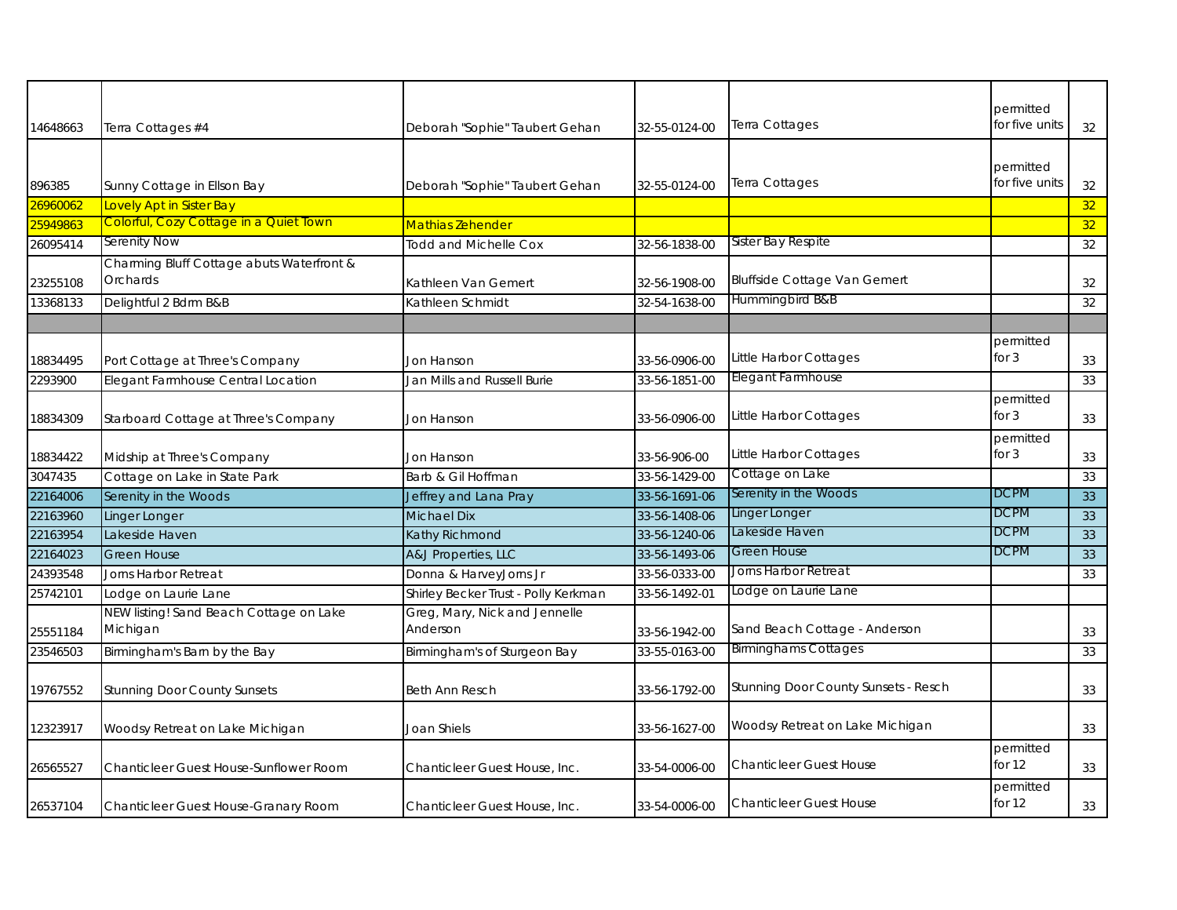| | | | | | | |
|---|---|---|---|---|---|---|
| 14648663 | Terra Cottages #4 | Deborah "Sophie" Taubert Gehan | 32-55-0124-00 | Terra Cottages | permitted for five units | 32 |
| 896385 | Sunny Cottage in Ellson Bay | Deborah "Sophie" Taubert Gehan | 32-55-0124-00 | Terra Cottages | permitted for five units | 32 |
| 26960062 | Lovely Apt in Sister Bay | | | | | 32 |
| 25949863 | Colorful, Cozy Cottage in a Quiet Town | Mathias Zehender | | | | 32 |
| 26095414 | Serenity Now | Todd and Michelle Cox | 32-56-1838-00 | Sister Bay Respite | | 32 |
| 23255108 | Charming Bluff Cottage abuts Waterfront & Orchards | Kathleen Van Gemert | 32-56-1908-00 | Bluffside Cottage Van Gemert | | 32 |
| 13368133 | Delightful 2 Bdrm B&B | Kathleen Schmidt | 32-54-1638-00 | Hummingbird B&B | | 32 |
| | | | | | | |
| 18834495 | Port Cottage at Three's Company | Jon Hanson | 33-56-0906-00 | Little Harbor Cottages | permitted for 3 | 33 |
| 2293900 | Elegant Farmhouse Central Location | Jan Mills and Russell Burie | 33-56-1851-00 | Elegant Farmhouse | | 33 |
| 18834309 | Starboard Cottage at Three's Company | Jon Hanson | 33-56-0906-00 | Little Harbor Cottages | permitted for 3 | 33 |
| 18834422 | Midship at Three's Company | Jon Hanson | 33-56-906-00 | Little Harbor Cottages | permitted for 3 | 33 |
| 3047435 | Cottage on Lake in State Park | Barb & Gil Hoffman | 33-56-1429-00 | Cottage on Lake | | 33 |
| 22164006 | Serenity in the Woods | Jeffrey and Lana Pray | 33-56-1691-06 | Serenity in the Woods | DCPM | 33 |
| 22163960 | Linger Longer | Michael Dix | 33-56-1408-06 | Linger Longer | DCPM | 33 |
| 22163954 | Lakeside Haven | Kathy Richmond | 33-56-1240-06 | Lakeside Haven | DCPM | 33 |
| 22164023 | Green House | A&J Properties, LLC | 33-56-1493-06 | Green House | DCPM | 33 |
| 24393548 | Jorns Harbor Retreat | Donna & HarveyJorns Jr | 33-56-0333-00 | Jorns Harbor Retreat | | 33 |
| 25742101 | Lodge on Laurie Lane | Shirley Becker Trust - Polly Kerkman | 33-56-1492-01 | Lodge on Laurie Lane | | |
| 25551184 | NEW listing! Sand Beach Cottage on Lake Michigan | Greg, Mary, Nick and Jennelle Anderson | 33-56-1942-00 | Sand Beach Cottage - Anderson | | 33 |
| 23546503 | Birmingham's Barn by the Bay | Birmingham's of Sturgeon Bay | 33-55-0163-00 | Birminghams Cottages | | 33 |
| 19767552 | Stunning Door County Sunsets | Beth Ann Resch | 33-56-1792-00 | Stunning Door County Sunsets - Resch | | 33 |
| 12323917 | Woodsy Retreat on Lake Michigan | Joan Shiels | 33-56-1627-00 | Woodsy Retreat on Lake Michigan | | 33 |
| 26565527 | Chanticleer Guest House-Sunflower Room | Chanticleer Guest House, Inc. | 33-54-0006-00 | Chanticleer Guest House | permitted for 12 | 33 |
| 26537104 | Chanticleer Guest House-Granary Room | Chanticleer Guest House, Inc. | 33-54-0006-00 | Chanticleer Guest House | permitted for 12 | 33 |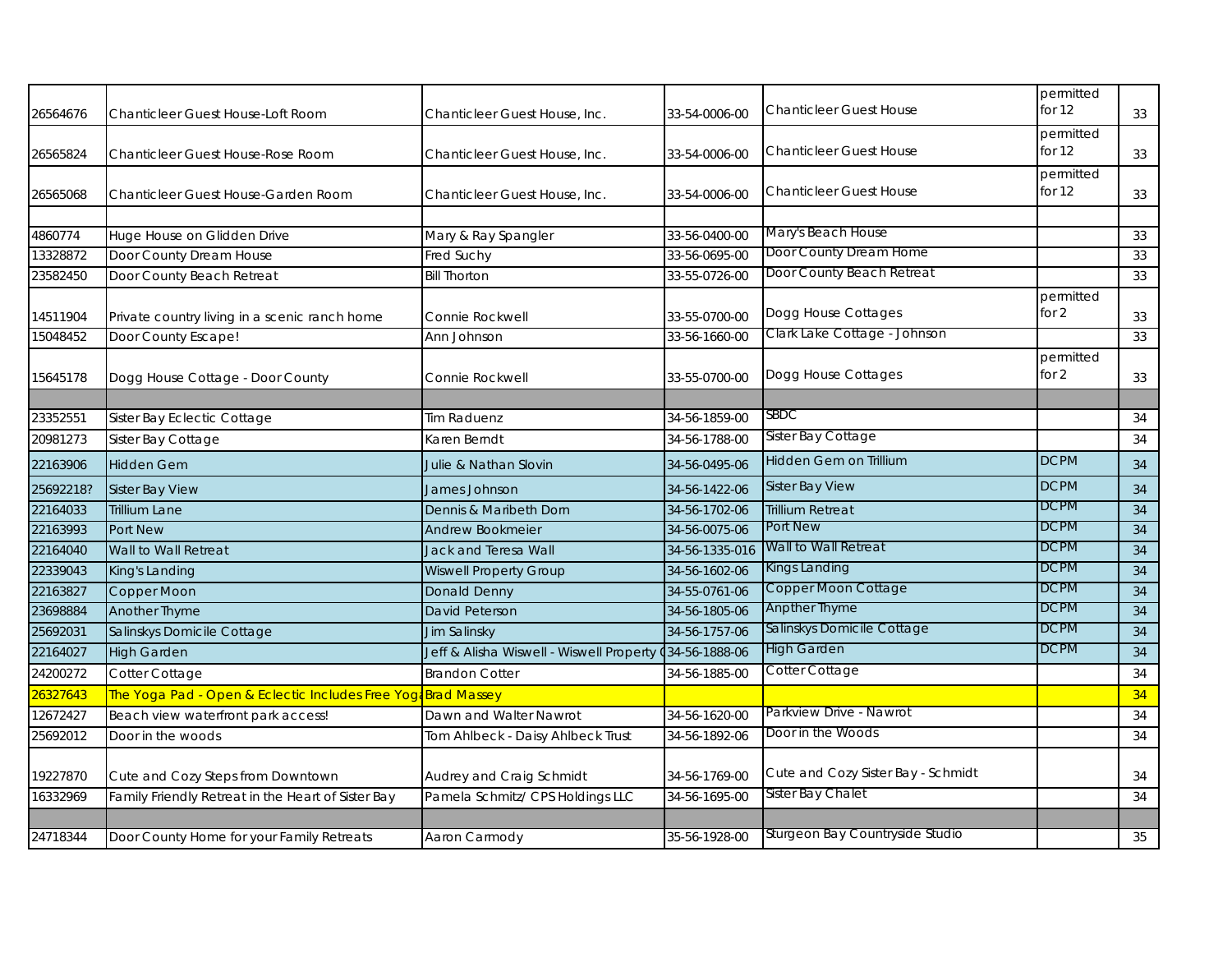| | | | | | | |
|---|---|---|---|---|---|---|
| 26564676 | Chanticleer Guest House-Loft Room | Chanticleer Guest House, Inc. | 33-54-0006-00 | Chanticleer Guest House | permitted for 12 | 33 |
| 26565824 | Chanticleer Guest House-Rose Room | Chanticleer Guest House, Inc. | 33-54-0006-00 | Chanticleer Guest House | permitted for 12 | 33 |
| 26565068 | Chanticleer Guest House-Garden Room | Chanticleer Guest House, Inc. | 33-54-0006-00 | Chanticleer Guest House | permitted for 12 | 33 |
| | | | | | | |
| 4860774 | Huge House on Glidden Drive | Mary & Ray Spangler | 33-56-0400-00 | Mary's Beach House | | 33 |
| 13328872 | Door County Dream House | Fred Suchy | 33-56-0695-00 | Door County Dream Home | | 33 |
| 23582450 | Door County Beach Retreat | Bill Thorton | 33-55-0726-00 | Door County Beach Retreat | | 33 |
| 14511904 | Private country living in a scenic ranch home | Connie Rockwell | 33-55-0700-00 | Dogg House Cottages | permitted for 2 | 33 |
| 15048452 | Door County Escape! | Ann Johnson | 33-56-1660-00 | Clark Lake Cottage - Johnson | | 33 |
| 15645178 | Dogg House Cottage - Door County | Connie Rockwell | 33-55-0700-00 | Dogg House Cottages | permitted for 2 | 33 |
| | | | | | | |
| 23352551 | Sister Bay Eclectic Cottage | Tim Raduenz | 34-56-1859-00 | SBDC | | 34 |
| 20981273 | Sister Bay Cottage | Karen Berndt | 34-56-1788-00 | Sister Bay Cottage | | 34 |
| 22163906 | Hidden Gem | Julie & Nathan Slovin | 34-56-0495-06 | Hidden Gem on Trillium | DCPM | 34 |
| 25692218? | Sister Bay View | James Johnson | 34-56-1422-06 | Sister Bay View | DCPM | 34 |
| 22164033 | Trillium Lane | Dennis & Maribeth Dorn | 34-56-1702-06 | Trillium Retreat | DCPM | 34 |
| 22163993 | Port New | Andrew Bookmeier | 34-56-0075-06 | Port New | DCPM | 34 |
| 22164040 | Wall to Wall Retreat | Jack and Teresa Wall | 34-56-1335-016 | Wall to Wall Retreat | DCPM | 34 |
| 22339043 | King's Landing | Wiswell Property Group | 34-56-1602-06 | Kings Landing | DCPM | 34 |
| 22163827 | Copper Moon | Donald Denny | 34-55-0761-06 | Copper Moon Cottage | DCPM | 34 |
| 23698884 | Another Thyme | David Peterson | 34-56-1805-06 | Anpther Thyme | DCPM | 34 |
| 25692031 | Salinskys Domicile Cottage | Jim Salinsky | 34-56-1757-06 | Salinskys Domicile Cottage | DCPM | 34 |
| 22164027 | High Garden | Jeff & Alisha Wiswell - Wiswell Property ( | 34-56-1888-06 | High Garden | DCPM | 34 |
| 24200272 | Cotter Cottage | Brandon Cotter | 34-56-1885-00 | Cotter Cottage | | 34 |
| 26327643 | The Yoga Pad - Open & Eclectic Includes Free Yoga | Brad Massey | | | | 34 |
| 12672427 | Beach view waterfront park access! | Dawn and Walter Nawrot | 34-56-1620-00 | Parkview Drive - Nawrot | | 34 |
| 25692012 | Door in the woods | Tom Ahlbeck - Daisy Ahlbeck Trust | 34-56-1892-06 | Door in the Woods | | 34 |
| 19227870 | Cute and Cozy Steps from Downtown | Audrey and Craig Schmidt | 34-56-1769-00 | Cute and Cozy Sister Bay - Schmidt | | 34 |
| 16332969 | Family Friendly Retreat in the Heart of Sister Bay | Pamela Schmitz/ CPS Holdings LLC | 34-56-1695-00 | Sister Bay Chalet | | 34 |
| | | | | | | |
| 24718344 | Door County Home for your Family Retreats | Aaron Carmody | 35-56-1928-00 | Sturgeon Bay Countryside Studio | | 35 |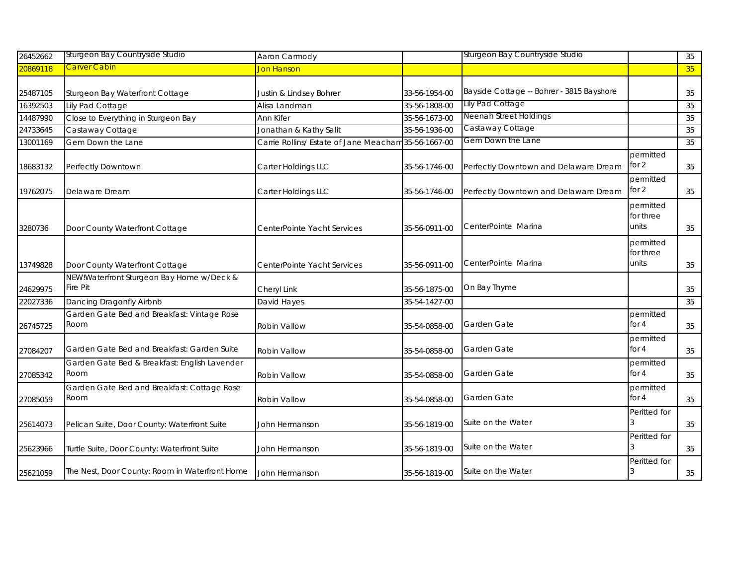| | | | | | | |
|---|---|---|---|---|---|---|
| 26452662 | Sturgeon Bay Countryside Studio | Aaron Carmody | | Sturgeon Bay Countryside Studio | | 35 |
| 20869118 | Carver Cabin | Jon Hanson | | | | 35 |
| 25487105 | Sturgeon Bay Waterfront Cottage | Justin & Lindsey Bohrer | 33-56-1954-00 | Bayside Cottage -- Bohrer - 3815 Bayshore | | 35 |
| 16392503 | Lily Pad Cottage | Alisa Landman | 35-56-1808-00 | Lily Pad Cottage | | 35 |
| 14487990 | Close to Everything in Sturgeon Bay | Ann Kifer | 35-56-1673-00 | Neenah Street Holdings | | 35 |
| 24733645 | Castaway Cottage | Jonathan & Kathy Salit | 35-56-1936-00 | Castaway Cottage | | 35 |
| 13001169 | Gem Down the Lane | Carrie Rollins/ Estate of Jane Meacham | 35-56-1667-00 | Gem Down the Lane | | 35 |
| 18683132 | Perfectly Downtown | Carter Holdings LLC | 35-56-1746-00 | Perfectly Downtown and Delaware Dream | permitted for 2 | 35 |
| 19762075 | Delaware Dream | Carter Holdings LLC | 35-56-1746-00 | Perfectly Downtown and Delaware Dream | permitted for 2 | 35 |
| 3280736 | Door County Waterfront Cottage | CenterPointe Yacht Services | 35-56-0911-00 | CenterPointe Marina | permitted for three units | 35 |
| 13749828 | Door County Waterfront Cottage | CenterPointe Yacht Services | 35-56-0911-00 | CenterPointe Marina | permitted for three units | 35 |
| 24629975 | NEW!Waterfront Sturgeon Bay Home w/Deck & Fire Pit | Cheryl Link | 35-56-1875-00 | On Bay Thyme | | 35 |
| 22027336 | Dancing Dragonfly Airbnb | David Hayes | 35-54-1427-00 | | | 35 |
| 26745725 | Garden Gate Bed and Breakfast: Vintage Rose Room | Robin Vallow | 35-54-0858-00 | Garden Gate | permitted for 4 | 35 |
| 27084207 | Garden Gate Bed and Breakfast: Garden Suite | Robin Vallow | 35-54-0858-00 | Garden Gate | permitted for 4 | 35 |
| 27085342 | Garden Gate Bed & Breakfast: English Lavender Room | Robin Vallow | 35-54-0858-00 | Garden Gate | permitted for 4 | 35 |
| 27085059 | Garden Gate Bed and Breakfast: Cottage Rose Room | Robin Vallow | 35-54-0858-00 | Garden Gate | permitted for 4 | 35 |
| 25614073 | Pelican Suite, Door County: Waterfront Suite | John Hermanson | 35-56-1819-00 | Suite on the Water | Peritted for 3 | 35 |
| 25623966 | Turtle Suite, Door County: Waterfront Suite | John Hermanson | 35-56-1819-00 | Suite on the Water | Peritted for 3 | 35 |
| 25621059 | The Nest, Door County: Room in Waterfront Home | John Hermanson | 35-56-1819-00 | Suite on the Water | Peritted for 3 | 35 |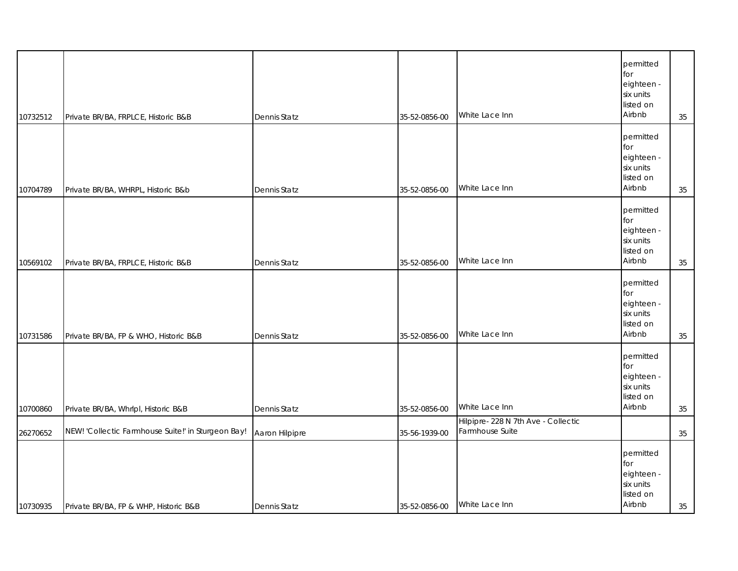| | | | | | | |
|---|---|---|---|---|---|---|
| 10732512 | Private BR/BA, FRPLCE, Historic B&B | Dennis Statz | 35-52-0856-00 | White Lace Inn | permitted for eighteen - six units listed on Airbnb | 35 |
| 10704789 | Private BR/BA, WHRPL, Historic B&b | Dennis Statz | 35-52-0856-00 | White Lace Inn | permitted for eighteen - six units listed on Airbnb | 35 |
| 10569102 | Private BR/BA, FRPLCE, Historic B&B | Dennis Statz | 35-52-0856-00 | White Lace Inn | permitted for eighteen - six units listed on Airbnb | 35 |
| 10731586 | Private BR/BA, FP & WHO, Historic B&B | Dennis Statz | 35-52-0856-00 | White Lace Inn | permitted for eighteen - six units listed on Airbnb | 35 |
| 10700860 | Private BR/BA, Whrlpl, Historic B&B | Dennis Statz | 35-52-0856-00 | White Lace Inn | permitted for eighteen - six units listed on Airbnb | 35 |
| 26270652 | NEW! 'Collectic Farmhouse Suite!' in Sturgeon Bay! | Aaron Hilpipre | 35-56-1939-00 | Hilpipre- 228 N 7th Ave - Collectic Farmhouse Suite | | 35 |
| 10730935 | Private BR/BA, FP & WHP, Historic B&B | Dennis Statz | 35-52-0856-00 | White Lace Inn | permitted for eighteen - six units listed on Airbnb | 35 |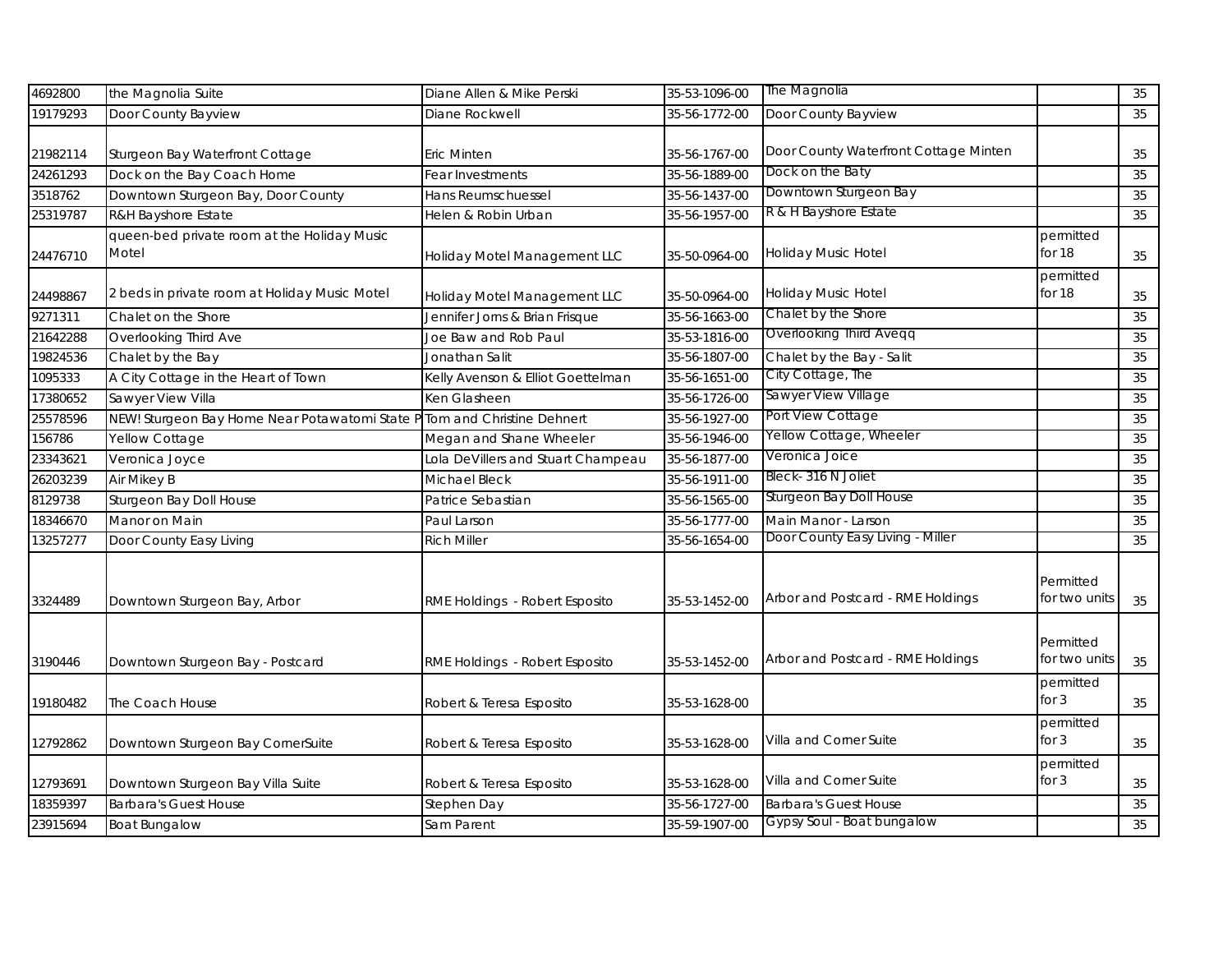| | | | | | | |
|---|---|---|---|---|---|---|
| 4692800 | the Magnolia Suite | Diane Allen & Mike Perski | 35-53-1096-00 | The Magnolia | | 35 |
| 19179293 | Door County Bayview | Diane Rockwell | 35-56-1772-00 | Door County Bayview | | 35 |
| 21982114 | Sturgeon Bay Waterfront Cottage | Eric Minten | 35-56-1767-00 | Door County Waterfront Cottage Minten | | 35 |
| 24261293 | Dock on the Bay Coach Home | Fear Investments | 35-56-1889-00 | Dock on the Baty | | 35 |
| 3518762 | Downtown Sturgeon Bay, Door County | Hans Reumschuessel | 35-56-1437-00 | Downtown Sturgeon Bay | | 35 |
| 25319787 | R&H Bayshore Estate | Helen & Robin Urban | 35-56-1957-00 | R & H Bayshore Estate | | 35 |
| 24476710 | queen-bed private room at the Holiday Music Motel | Holiday Motel Management LLC | 35-50-0964-00 | Holiday Music Hotel | permitted for 18 | 35 |
| 24498867 | 2 beds in private room at Holiday Music Motel | Holiday Motel Management LLC | 35-50-0964-00 | Holiday Music Hotel | permitted for 18 | 35 |
| 9271311 | Chalet on the Shore | Jennifer Jorns & Brian Frisque | 35-56-1663-00 | Chalet by the Shore | | 35 |
| 21642288 | Overlooking Third Ave | Joe Baw and Rob Paul | 35-53-1816-00 | Overlooking Third Aveqq | | 35 |
| 19824536 | Chalet by the Bay | Jonathan Salit | 35-56-1807-00 | Chalet by the Bay - Salit | | 35 |
| 1095333 | A City Cottage in the Heart of Town | Kelly Avenson & Elliot Goettelman | 35-56-1651-00 | City Cottage, The | | 35 |
| 17380652 | Sawyer View Villa | Ken Glasheen | 35-56-1726-00 | Sawyer View Village | | 35 |
| 25578596 | NEW! Sturgeon Bay Home Near Potawatomi State P | Tom and Christine Dehnert | 35-56-1927-00 | Port View Cottage | | 35 |
| 156786 | Yellow Cottage | Megan and Shane Wheeler | 35-56-1946-00 | Yellow Cottage, Wheeler | | 35 |
| 23343621 | Veronica Joyce | Lola DeVillers and Stuart Champeau | 35-56-1877-00 | Veronica Joice | | 35 |
| 26203239 | Air Mikey B | Michael Bleck | 35-56-1911-00 | Bleck- 316 N Joliet | | 35 |
| 8129738 | Sturgeon Bay Doll House | Patrice Sebastian | 35-56-1565-00 | Sturgeon Bay Doll House | | 35 |
| 18346670 | Manor on Main | Paul Larson | 35-56-1777-00 | Main Manor - Larson | | 35 |
| 13257277 | Door County Easy Living | Rich Miller | 35-56-1654-00 | Door County Easy Living - Miller | | 35 |
| 3324489 | Downtown Sturgeon Bay, Arbor | RME Holdings - Robert Esposito | 35-53-1452-00 | Arbor and Postcard - RME Holdings | Permitted for two units | 35 |
| 3190446 | Downtown Sturgeon Bay - Postcard | RME Holdings - Robert Esposito | 35-53-1452-00 | Arbor and Postcard - RME Holdings | Permitted for two units | 35 |
| 19180482 | The Coach House | Robert & Teresa Esposito | 35-53-1628-00 | | permitted for 3 | 35 |
| 12792862 | Downtown Sturgeon Bay CornerSuite | Robert & Teresa Esposito | 35-53-1628-00 | Villa and Corner Suite | permitted for 3 | 35 |
| 12793691 | Downtown Sturgeon Bay Villa Suite | Robert & Teresa Esposito | 35-53-1628-00 | Villa and Corner Suite | permitted for 3 | 35 |
| 18359397 | Barbara's Guest House | Stephen Day | 35-56-1727-00 | Barbara's Guest House | | 35 |
| 23915694 | Boat Bungalow | Sam Parent | 35-59-1907-00 | Gypsy Soul - Boat bungalow | | 35 |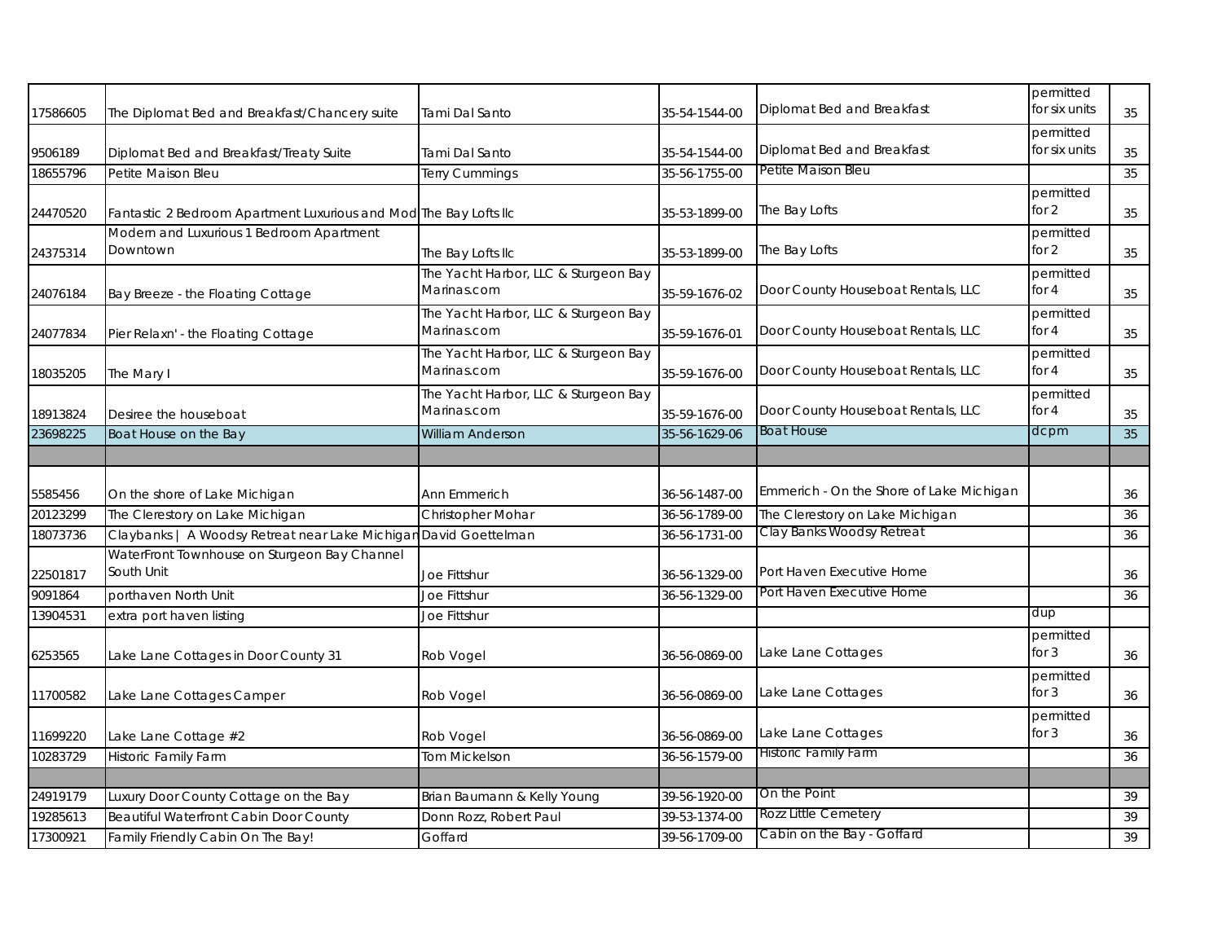| | | | | | | |
|---|---|---|---|---|---|---|
| 17586605 | The Diplomat Bed and Breakfast/Chancery suite | Tami Dal Santo | 35-54-1544-00 | Diplomat Bed and Breakfast | permitted for six units | 35 |
| 9506189 | Diplomat Bed and Breakfast/Treaty Suite | Tami Dal Santo | 35-54-1544-00 | Diplomat Bed and Breakfast | permitted for six units | 35 |
| 18655796 | Petite Maison Bleu | Terry Cummings | 35-56-1755-00 | Petite Maison Bleu | | 35 |
| 24470520 | Fantastic 2 Bedroom Apartment Luxurious and Mod | The Bay Lofts llc | 35-53-1899-00 | The Bay Lofts | permitted for 2 | 35 |
| 24375314 | Modern and Luxurious 1 Bedroom Apartment Downtown | The Bay Lofts llc | 35-53-1899-00 | The Bay Lofts | permitted for 2 | 35 |
| 24076184 | Bay Breeze - the Floating Cottage | The Yacht Harbor, LLC & Sturgeon Bay Marinas.com | 35-59-1676-02 | Door County Houseboat Rentals, LLC | permitted for 4 | 35 |
| 24077834 | Pier Relaxn' - the Floating Cottage | The Yacht Harbor, LLC & Sturgeon Bay Marinas.com | 35-59-1676-01 | Door County Houseboat Rentals, LLC | permitted for 4 | 35 |
| 18035205 | The Mary I | The Yacht Harbor, LLC & Sturgeon Bay Marinas.com | 35-59-1676-00 | Door County Houseboat Rentals, LLC | permitted for 4 | 35 |
| 18913824 | Desiree the houseboat | The Yacht Harbor, LLC & Sturgeon Bay Marinas.com | 35-59-1676-00 | Door County Houseboat Rentals, LLC | permitted for 4 | 35 |
| 23698225 | Boat House on the Bay | William Anderson | 35-56-1629-06 | Boat House | dcpm | 35 |
| | | | | | | |
| 5585456 | On the shore of Lake Michigan | Ann Emmerich | 36-56-1487-00 | Emmerich - On the Shore of Lake Michigan | | 36 |
| 20123299 | The Clerestory on Lake Michigan | Christopher Mohar | 36-56-1789-00 | The Clerestory on Lake Michigan | | 36 |
| 18073736 | Claybanks \| A Woodsy Retreat near Lake Michigan | David Goettelman | 36-56-1731-00 | Clay Banks Woodsy Retreat | | 36 |
| 22501817 | WaterFront Townhouse on Sturgeon Bay Channel South Unit | Joe Fittshur | 36-56-1329-00 | Port Haven Executive Home | | 36 |
| 9091864 | porthaven North Unit | Joe Fittshur | 36-56-1329-00 | Port Haven Executive Home | | 36 |
| 13904531 | extra port haven listing | Joe Fittshur | | | dup | |
| 6253565 | Lake Lane Cottages in Door County 31 | Rob Vogel | 36-56-0869-00 | Lake Lane Cottages | permitted for 3 | 36 |
| 11700582 | Lake Lane Cottages Camper | Rob Vogel | 36-56-0869-00 | Lake Lane Cottages | permitted for 3 | 36 |
| 11699220 | Lake Lane Cottage #2 | Rob Vogel | 36-56-0869-00 | Lake Lane Cottages | permitted for 3 | 36 |
| 10283729 | Historic Family Farm | Tom Mickelson | 36-56-1579-00 | Historic Family Farm | | 36 |
| | | | | | | |
| 24919179 | Luxury Door County Cottage on the Bay | Brian Baumann & Kelly Young | 39-56-1920-00 | On the Point | | 39 |
| 19285613 | Beautiful Waterfront Cabin Door County | Donn Rozz, Robert Paul | 39-53-1374-00 | Rozz Little Cemetery | | 39 |
| 17300921 | Family Friendly Cabin On The Bay! | Goffard | 39-56-1709-00 | Cabin on the Bay - Goffard | | 39 |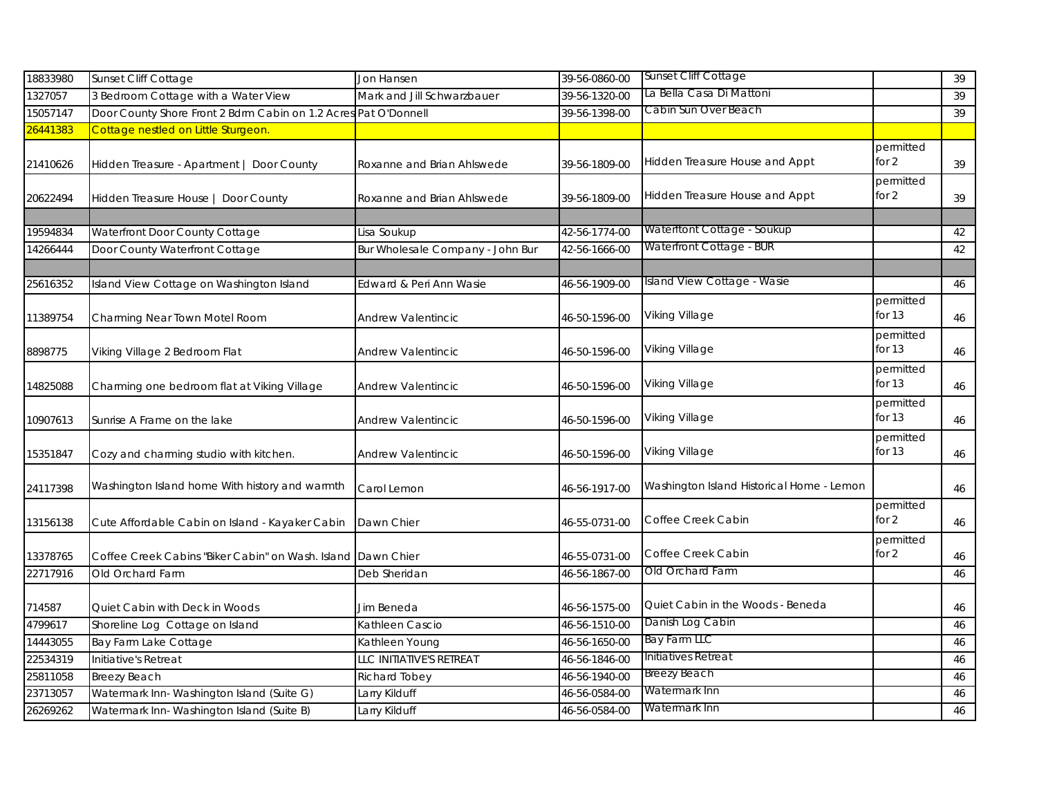| | | | | | | |
|---|---|---|---|---|---|---|
| 18833980 | Sunset Cliff Cottage | Jon Hansen | 39-56-0860-00 | Sunset Cliff Cottage | | 39 |
| 1327057 | 3 Bedroom Cottage with a Water View | Mark and Jill Schwarzbauer | 39-56-1320-00 | La Bella Casa Di Mattoni | | 39 |
| 15057147 | Door County Shore Front 2 Bdrm Cabin on 1.2 Acres | Pat O'Donnell | 39-56-1398-00 | Cabin Sun Over Beach | | 39 |
| 26441383 | Cottage nestled on Little Sturgeon. | | | | | |
| 21410626 | Hidden Treasure - Apartment \| Door County | Roxanne and Brian Ahlswede | 39-56-1809-00 | Hidden Treasure House and Appt | permitted for 2 | 39 |
| 20622494 | Hidden Treasure House \| Door County | Roxanne and Brian Ahlswede | 39-56-1809-00 | Hidden Treasure House and Appt | permitted for 2 | 39 |
| | | | | | | |
| 19594834 | Waterfront Door County Cottage | Lisa Soukup | 42-56-1774-00 | Waterftont Cottage - Soukup | | 42 |
| 14266444 | Door County Waterfront Cottage | Bur Wholesale Company - John Bur | 42-56-1666-00 | Waterfront Cottage - BUR | | 42 |
| | | | | | | |
| 25616352 | Island View Cottage on Washington Island | Edward & Peri Ann Wasie | 46-56-1909-00 | Island View Cottage - Wasie | | 46 |
| 11389754 | Charming Near Town Motel Room | Andrew Valentincic | 46-50-1596-00 | Viking Village | permitted for 13 | 46 |
| 8898775 | Viking Village 2 Bedroom Flat | Andrew Valentincic | 46-50-1596-00 | Viking Village | permitted for 13 | 46 |
| 14825088 | Charming one bedroom flat at Viking Village | Andrew Valentincic | 46-50-1596-00 | Viking Village | permitted for 13 | 46 |
| 10907613 | Sunrise A Frame on the lake | Andrew Valentincic | 46-50-1596-00 | Viking Village | permitted for 13 | 46 |
| 15351847 | Cozy and charming studio with kitchen. | Andrew Valentincic | 46-50-1596-00 | Viking Village | permitted for 13 | 46 |
| 24117398 | Washington Island home With history and warmth | Carol Lemon | 46-56-1917-00 | Washington Island Historical Home - Lemon | | 46 |
| 13156138 | Cute Affordable Cabin on Island - Kayaker Cabin | Dawn Chier | 46-55-0731-00 | Coffee Creek Cabin | permitted for 2 | 46 |
| 13378765 | Coffee Creek Cabins "Biker Cabin" on Wash. Island | Dawn Chier | 46-55-0731-00 | Coffee Creek Cabin | permitted for 2 | 46 |
| 22717916 | Old Orchard Farm | Deb Sheridan | 46-56-1867-00 | Old Orchard Farm | | 46 |
| 714587 | Quiet Cabin with Deck in Woods | Jim Beneda | 46-56-1575-00 | Quiet Cabin in the Woods - Beneda | | 46 |
| 4799617 | Shoreline Log Cottage on Island | Kathleen Cascio | 46-56-1510-00 | Danish Log Cabin | | 46 |
| 14443055 | Bay Farm Lake Cottage | Kathleen Young | 46-56-1650-00 | Bay Farm LLC | | 46 |
| 22534319 | Initiative's Retreat | LLC INITIATIVE'S RETREAT | 46-56-1846-00 | Initiatives Retreat | | 46 |
| 25811058 | Breezy Beach | Richard Tobey | 46-56-1940-00 | Breezy Beach | | 46 |
| 23713057 | Watermark Inn- Washington Island (Suite G) | Larry Kilduff | 46-56-0584-00 | Watermark Inn | | 46 |
| 26269262 | Watermark Inn- Washington Island (Suite B) | Larry Kilduff | 46-56-0584-00 | Watermark Inn | | 46 |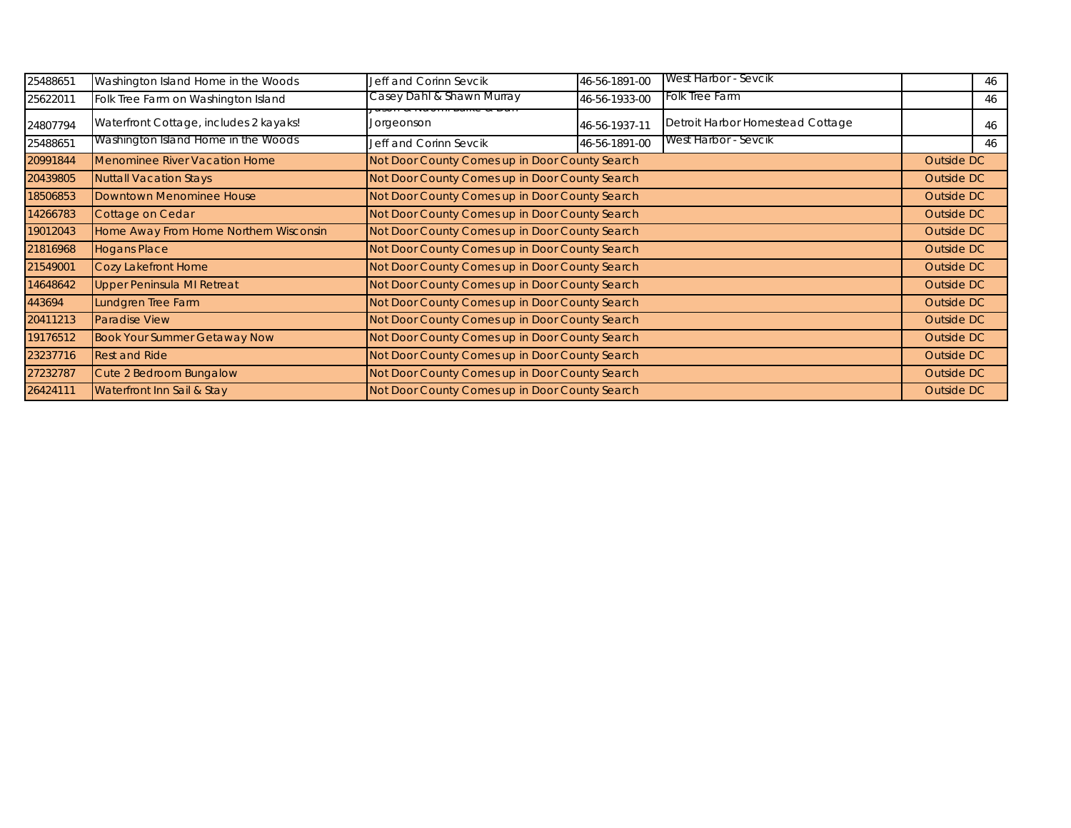| | | | | | | |
|---|---|---|---|---|---|---|
| 25488651 | Washington Island Home in the Woods | Jeff and Corinn Sevcik | 46-56-1891-00 | West Harbor - Sevcik | | 46 |
| 25622011 | Folk Tree Farm on Washington Island | Casey Dahl & Shawn Murray | 46-56-1933-00 | Folk Tree Farm | | 46 |
| 24807794 | Waterfront Cottage, includes 2 kayaks! | Jason & Naomi Burke & Dan Jorgeonson | 46-56-1937-11 | Detroit Harbor Homestead Cottage | | 46 |
| 25488651 | Washington Island Home in the Woods | Jeff and Corinn Sevcik | 46-56-1891-00 | West Harbor - Sevcik | | 46 |
| 20991844 | Menominee River Vacation Home | Not Door County Comes up in Door County Search | | | Outside DC | |
| 20439805 | Nuttall Vacation Stays | Not Door County Comes up in Door County Search | | | Outside DC | |
| 18506853 | Downtown Menominee House | Not Door County Comes up in Door County Search | | | Outside DC | |
| 14266783 | Cottage on Cedar | Not Door County Comes up in Door County Search | | | Outside DC | |
| 19012043 | Home Away From Home Northern Wisconsin | Not Door County Comes up in Door County Search | | | Outside DC | |
| 21816968 | Hogans Place | Not Door County Comes up in Door County Search | | | Outside DC | |
| 21549001 | Cozy Lakefront Home | Not Door County Comes up in Door County Search | | | Outside DC | |
| 14648642 | Upper Peninsula MI Retreat | Not Door County Comes up in Door County Search | | | Outside DC | |
| 443694 | Lundgren Tree Farm | Not Door County Comes up in Door County Search | | | Outside DC | |
| 20411213 | Paradise View | Not Door County Comes up in Door County Search | | | Outside DC | |
| 19176512 | Book Your Summer Getaway Now | Not Door County Comes up in Door County Search | | | Outside DC | |
| 23237716 | Rest and Ride | Not Door County Comes up in Door County Search | | | Outside DC | |
| 27232787 | Cute 2 Bedroom Bungalow | Not Door County Comes up in Door County Search | | | Outside DC | |
| 26424111 | Waterfront Inn Sail & Stay | Not Door County Comes up in Door County Search | | | Outside DC | |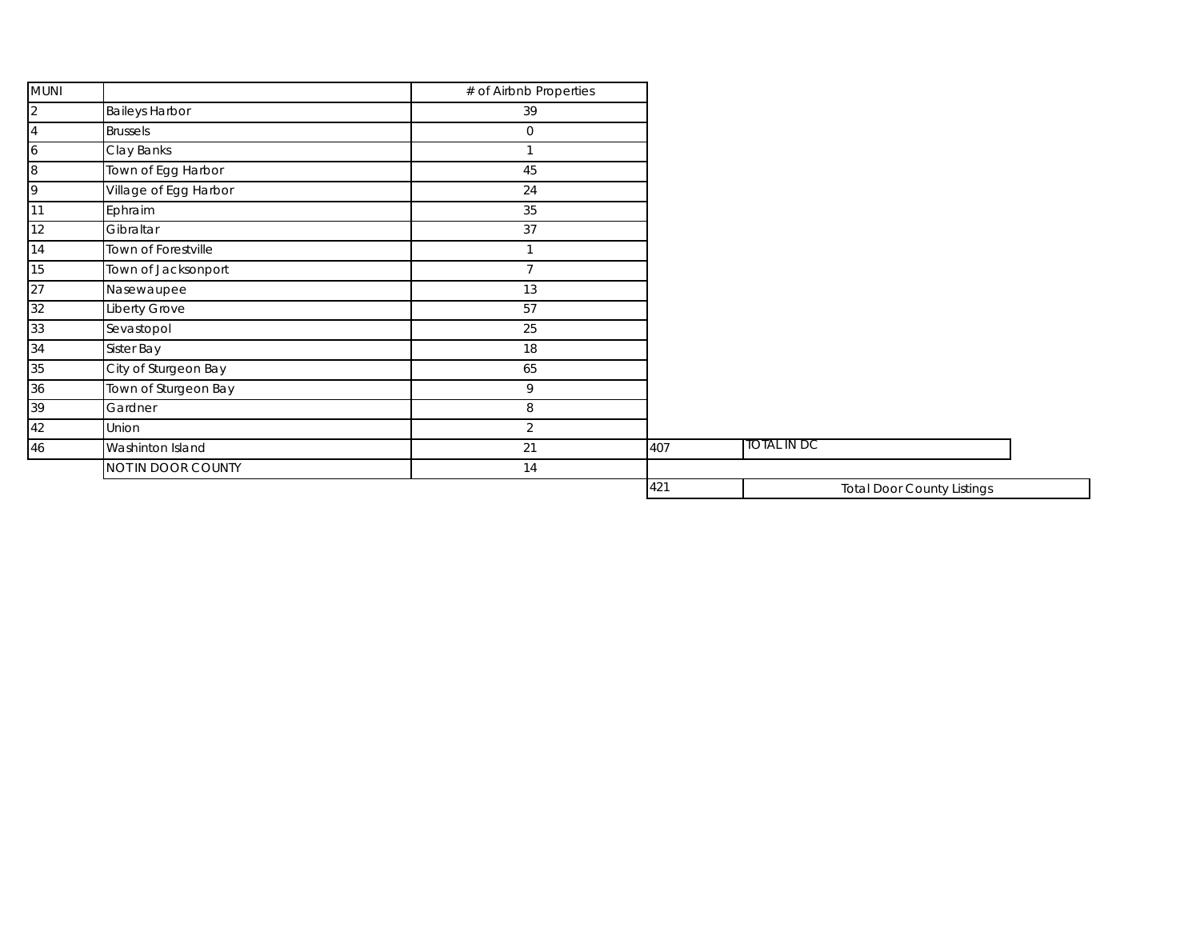| MUNI | | # of Airbnb Properties | | |
| --- | --- | --- | --- | --- |
| 2 | Baileys Harbor | 39 | | |
| 4 | Brussels | 0 | | |
| 6 | Clay Banks | 1 | | |
| 8 | Town of Egg Harbor | 45 | | |
| 9 | Village of Egg Harbor | 24 | | |
| 11 | Ephraim | 35 | | |
| 12 | Gibraltar | 37 | | |
| 14 | Town of Forestville | 1 | | |
| 15 | Town of Jacksonport | 7 | | |
| 27 | Nasewaupee | 13 | | |
| 32 | Liberty Grove | 57 | | |
| 33 | Sevastopol | 25 | | |
| 34 | Sister Bay | 18 | | |
| 35 | City of Sturgeon Bay | 65 | | |
| 36 | Town of Sturgeon Bay | 9 | | |
| 39 | Gardner | 8 | | |
| 42 | Union | 2 | | |
| 46 | Washinton Island | 21 | 407 | TOTAL IN DC |
| | NOT IN DOOR COUNTY | 14 | | |
| | | | 421 | Total Door County Listings |